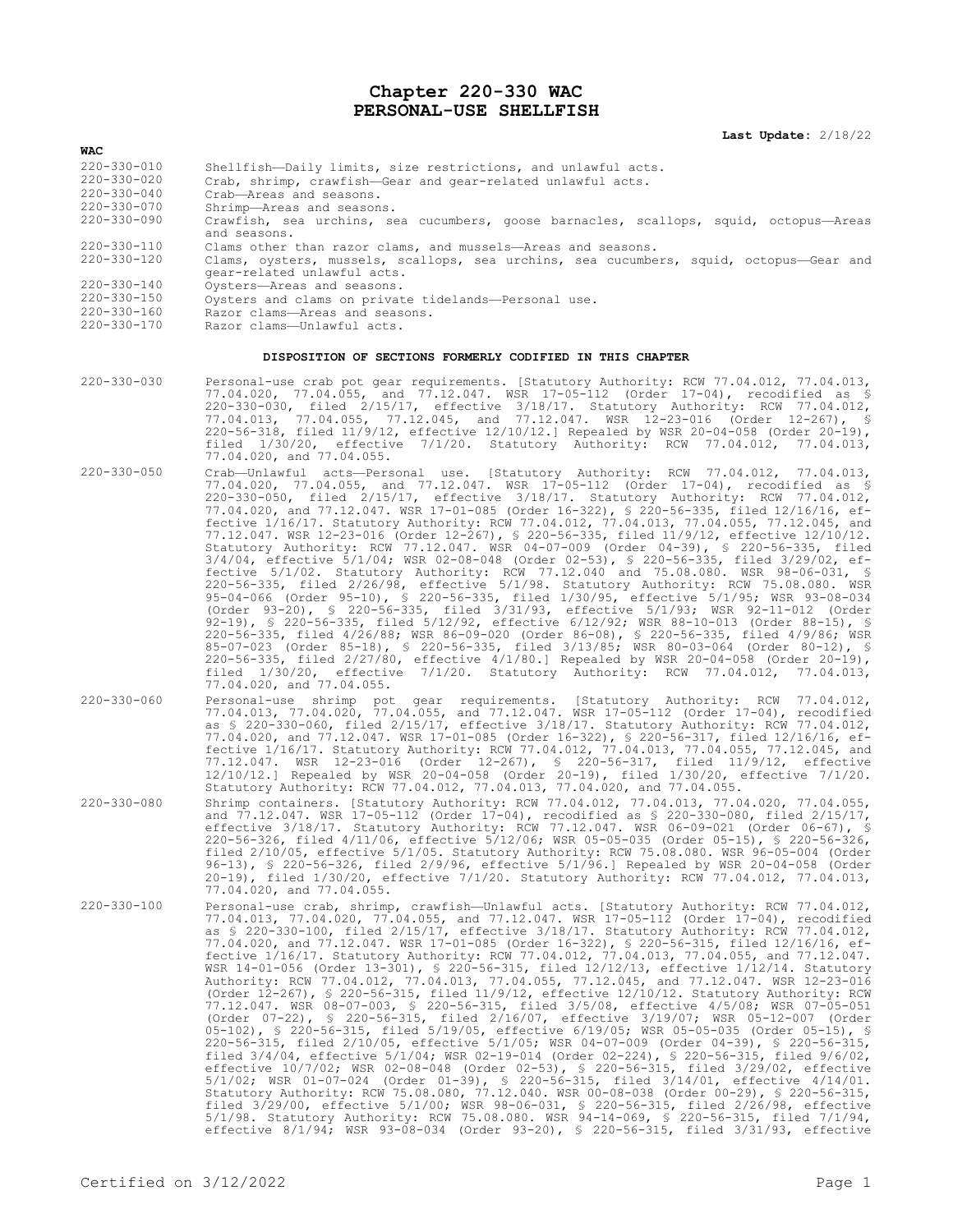# Chapter 220-330 WAC
# PERSONAL-USE SHELLFISH

**Last Update:** 2/18/22

**WAC**

| | |
|---|---|
| 220-330-010 | Shellfish—Daily limits, size restrictions, and unlawful acts. |
| 220-330-020 | Crab, shrimp, crawfish—Gear and gear-related unlawful acts. |
| 220-330-040 | Crab—Areas and seasons. |
| 220-330-070 | Shrimp—Areas and seasons. |
| 220-330-090 | Crawfish, sea urchins, sea cucumbers, goose barnacles, scallops, squid, octopus—Areas and seasons. |
| 220-330-110 | Clams other than razor clams, and mussels—Areas and seasons. |
| 220-330-120 | Clams, oysters, mussels, scallops, sea urchins, sea cucumbers, squid, octopus—Gear and gear-related unlawful acts. |
| 220-330-140 | Oysters—Areas and seasons. |
| 220-330-150 | Oysters and clams on private tidelands—Personal use. |
| 220-330-160 | Razor clams—Areas and seasons. |
| 220-330-170 | Razor clams—Unlawful acts. |

**DISPOSITION OF SECTIONS FORMERLY CODIFIED IN THIS CHAPTER**

220-330-030 Personal-use crab pot gear requirements. [Statutory Authority: RCW 77.04.012, 77.04.013, 77.04.020, 77.04.055, and 77.12.047. WSR 17-05-112 (Order 17-04), recodified as § 220-330-030, filed 2/15/17, effective 3/18/17. Statutory Authority: RCW 77.04.012, 77.04.013, 77.04.055, 77.12.045, and 77.12.047. WSR 12-23-016 (Order 12-267), § 220-56-318, filed 11/9/12, effective 12/10/12.] Repealed by WSR 20-04-058 (Order 20-19), filed 1/30/20, effective 7/1/20. Statutory Authority: RCW 77.04.012, 77.04.013, 77.04.020, and 77.04.055.

220-330-050 Crab—Unlawful acts—Personal use. [Statutory Authority: RCW 77.04.012, 77.04.013, 77.04.020, 77.04.055, and 77.12.047. WSR 17-05-112 (Order 17-04), recodified as § 220-330-050, filed 2/15/17, effective 3/18/17. Statutory Authority: RCW 77.04.012, 77.04.020, and 77.12.047. WSR 17-01-085 (Order 16-322), § 220-56-335, filed 12/16/16, effective 1/16/17. Statutory Authority: RCW 77.04.012, 77.04.013, 77.04.055, 77.12.045, and 77.12.047. WSR 12-23-016 (Order 12-267), § 220-56-335, filed 11/9/12, effective 12/10/12. Statutory Authority: RCW 77.12.047. WSR 04-07-009 (Order 04-39), § 220-56-335, filed 3/4/04, effective 5/1/04; WSR 02-08-048 (Order 02-53), § 220-56-335, filed 3/29/02, effective 5/1/02. Statutory Authority: RCW 77.12.040 and 75.08.080. WSR 98-06-031, § 220-56-335, filed 2/26/98, effective 5/1/98. Statutory Authority: RCW 75.08.080. WSR 95-04-066 (Order 95-10), § 220-56-335, filed 1/30/95, effective 5/1/95; WSR 93-08-034 (Order 93-20), § 220-56-335, filed 3/31/93, effective 5/1/93; WSR 92-11-012 (Order 92-19), § 220-56-335, filed 5/12/92, effective 6/12/92; WSR 88-10-013 (Order 88-15), § 220-56-335, filed 4/26/88; WSR 86-09-020 (Order 86-08), § 220-56-335, filed 4/9/86; WSR 85-07-023 (Order 85-18), § 220-56-335, filed 3/13/85; WSR 80-03-064 (Order 80-12), § 220-56-335, filed 2/27/80, effective 4/1/80.] Repealed by WSR 20-04-058 (Order 20-19), filed 1/30/20, effective 7/1/20. Statutory Authority: RCW 77.04.012, 77.04.013, 77.04.020, and 77.04.055.

220-330-060 Personal-use shrimp pot gear requirements. [Statutory Authority: RCW 77.04.012, 77.04.013, 77.04.020, 77.04.055, and 77.12.047. WSR 17-05-112 (Order 17-04), recodified as § 220-330-060, filed 2/15/17, effective 3/18/17. Statutory Authority: RCW 77.04.012, 77.04.020, and 77.12.047. WSR 17-01-085 (Order 16-322), § 220-56-317, filed 12/16/16, effective 1/16/17. Statutory Authority: RCW 77.04.012, 77.04.013, 77.04.055, 77.12.045, and 77.12.047. WSR 12-23-016 (Order 12-267), § 220-56-317, filed 11/9/12, effective 12/10/12.] Repealed by WSR 20-04-058 (Order 20-19), filed 1/30/20, effective 7/1/20. Statutory Authority: RCW 77.04.012, 77.04.013, 77.04.020, and 77.04.055.

220-330-080 Shrimp containers. [Statutory Authority: RCW 77.04.012, 77.04.013, 77.04.020, 77.04.055, and 77.12.047. WSR 17-05-112 (Order 17-04), recodified as § 220-330-080, filed 2/15/17, effective 3/18/17. Statutory Authority: RCW 77.12.047. WSR 06-09-021 (Order 06-67), § 220-56-326, filed 4/11/06, effective 5/12/06; WSR 05-05-035 (Order 05-15), § 220-56-326, filed 2/10/05, effective 5/1/05. Statutory Authority: RCW 75.08.080. WSR 96-05-004 (Order 96-13), § 220-56-326, filed 2/9/96, effective 5/1/96.] Repealed by WSR 20-04-058 (Order 20-19), filed 1/30/20, effective 7/1/20. Statutory Authority: RCW 77.04.012, 77.04.013, 77.04.020, and 77.04.055.

220-330-100 Personal-use crab, shrimp, crawfish—Unlawful acts. [Statutory Authority: RCW 77.04.012, 77.04.013, 77.04.020, 77.04.055, and 77.12.047. WSR 17-05-112 (Order 17-04), recodified as § 220-330-100, filed 2/15/17, effective 3/18/17. Statutory Authority: RCW 77.04.012, 77.04.020, and 77.12.047. WSR 17-01-085 (Order 16-322), § 220-56-315, filed 12/16/16, effective 1/16/17. Statutory Authority: RCW 77.04.012, 77.04.013, 77.04.055, and 77.12.047. WSR 14-01-056 (Order 13-301), § 220-56-315, filed 12/12/13, effective 1/12/14. Statutory Authority: RCW 77.04.012, 77.04.013, 77.04.055, 77.12.045, and 77.12.047. WSR 12-23-016 (Order 12-267), § 220-56-315, filed 11/9/12, effective 12/10/12. Statutory Authority: RCW 77.12.047. WSR 08-07-003, § 220-56-315, filed 3/5/08, effective 4/5/08; WSR 07-05-051 (Order 07-22), § 220-56-315, filed 2/16/07, effective 3/19/07; WSR 05-12-007 (Order 05-102), § 220-56-315, filed 5/19/05, effective 6/19/05; WSR 05-05-035 (Order 05-15), § 220-56-315, filed 2/10/05, effective 5/1/05; WSR 04-07-009 (Order 04-39), § 220-56-315, filed 3/4/04, effective 5/1/04; WSR 02-19-014 (Order 02-224), § 220-56-315, filed 9/6/02, effective 10/7/02; WSR 02-08-048 (Order 02-53), § 220-56-315, filed 3/29/02, effective 5/1/02; WSR 01-07-024 (Order 01-39), § 220-56-315, filed 3/14/01, effective 4/14/01. Statutory Authority: RCW 75.08.080, 77.12.040. WSR 00-08-038 (Order 00-29), § 220-56-315, filed 3/29/00, effective 5/1/00; WSR 98-06-031, § 220-56-315, filed 2/26/98, effective 5/1/98. Statutory Authority: RCW 75.08.080. WSR 94-14-069, § 220-56-315, filed 7/1/94, effective 8/1/94; WSR 93-08-034 (Order 93-20), § 220-56-315, filed 3/31/93, effective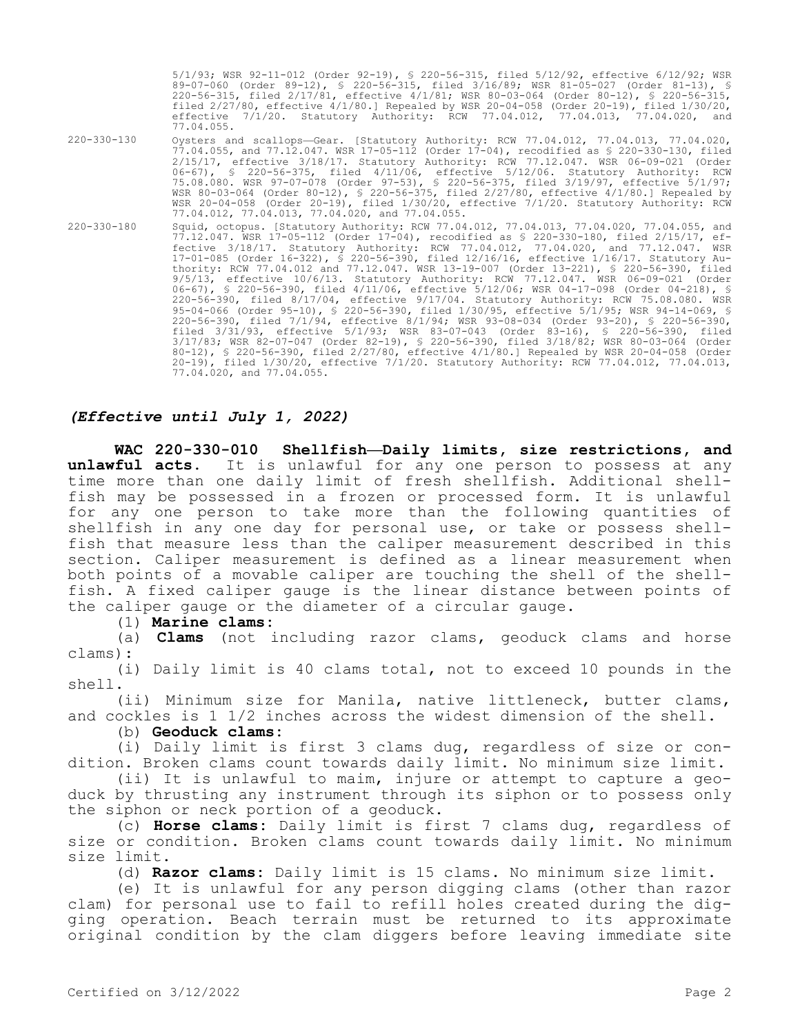5/1/93; WSR 92-11-012 (Order 92-19), § 220-56-315, filed 5/12/92, effective 6/12/92; WSR 89-07-060 (Order 89-12), § 220-56-315, filed 3/16/89; WSR 81-05-027 (Order 81-13), § 220-56-315, filed 2/17/81, effective 4/1/81; WSR 80-03-064 (Order 80-12), § 220-56-315, filed 2/27/80, effective 4/1/80.] Repealed by WSR 20-04-058 (Order 20-19), filed 1/30/20, effective 7/1/20. Statutory Authority: RCW 77.04.012, 77.04.013, 77.04.020, and 77.04.055.

220-330-130 Oysters and scallops—Gear. [Statutory Authority: RCW 77.04.012, 77.04.013, 77.04.020, 77.04.055, and 77.12.047. WSR 17-05-112 (Order 17-04), recodified as § 220-330-130, filed 2/15/17, effective 3/18/17. Statutory Authority: RCW 77.12.047. WSR 06-09-021 (Order 06-67), § 220-56-375, filed 4/11/06, effective 5/12/06. Statutory Authority: RCW 75.08.080. WSR 97-07-078 (Order 97-53), § 220-56-375, filed 3/19/97, effective 5/1/97; WSR 80-03-064 (Order 80-12), § 220-56-375, filed 2/27/80, effective 4/1/80.] Repealed by WSR 20-04-058 (Order 20-19), filed 1/30/20, effective 7/1/20. Statutory Authority: RCW 77.04.012, 77.04.013, 77.04.020, and 77.04.055.

220-330-180 Squid, octopus. [Statutory Authority: RCW 77.04.012, 77.04.013, 77.04.020, 77.04.055, and 77.12.047. WSR 17-05-112 (Order 17-04), recodified as § 220-330-180, filed 2/15/17, effective 3/18/17. Statutory Authority: RCW 77.04.012, 77.04.020, and 77.12.047. WSR 17-01-085 (Order 16-322), § 220-56-390, filed 12/16/16, effective 1/16/17. Statutory Authority: RCW 77.04.012 and 77.12.047. WSR 13-19-007 (Order 13-221), § 220-56-390, filed 9/5/13, effective 10/6/13. Statutory Authority: RCW 77.12.047. WSR 06-09-021 (Order 06-67), § 220-56-390, filed 4/11/06, effective 5/12/06; WSR 04-17-098 (Order 04-218), § 220-56-390, filed 8/17/04, effective 9/17/04. Statutory Authority: RCW 75.08.080. WSR 95-04-066 (Order 95-10), § 220-56-390, filed 1/30/95, effective 5/1/95; WSR 94-14-069, § 220-56-390, filed 7/1/94, effective 8/1/94; WSR 93-08-034 (Order 93-20), § 220-56-390, filed 3/31/93, effective 5/1/93; WSR 83-07-043 (Order 83-16), § 220-56-390, filed 3/17/83; WSR 82-07-047 (Order 82-19), § 220-56-390, filed 3/18/82; WSR 80-03-064 (Order 80-12), § 220-56-390, filed 2/27/80, effective 4/1/80.] Repealed by WSR 20-04-058 (Order 20-19), filed 1/30/20, effective 7/1/20. Statutory Authority: RCW 77.04.012, 77.04.013, 77.04.020, and 77.04.055.

***(Effective until July 1, 2022)***

**WAC 220-330-010 Shellfish—Daily limits, size restrictions, and unlawful acts.** It is unlawful for any one person to possess at any time more than one daily limit of fresh shellfish. Additional shellfish may be possessed in a frozen or processed form. It is unlawful for any one person to take more than the following quantities of shellfish in any one day for personal use, or take or possess shellfish that measure less than the caliper measurement described in this section. Caliper measurement is defined as a linear measurement when both points of a movable caliper are touching the shell of the shellfish. A fixed caliper gauge is the linear distance between points of the caliper gauge or the diameter of a circular gauge.

(1) **Marine clams:**

(a) **Clams** (not including razor clams, geoduck clams and horse clams):

(i) Daily limit is 40 clams total, not to exceed 10 pounds in the shell.

(ii) Minimum size for Manila, native littleneck, butter clams, and cockles is 1 1/2 inches across the widest dimension of the shell.

(b) **Geoduck clams:**

(i) Daily limit is first 3 clams dug, regardless of size or condition. Broken clams count towards daily limit. No minimum size limit.

(ii) It is unlawful to maim, injure or attempt to capture a geoduck by thrusting any instrument through its siphon or to possess only the siphon or neck portion of a geoduck.

(c) **Horse clams:** Daily limit is first 7 clams dug, regardless of size or condition. Broken clams count towards daily limit. No minimum size limit.

(d) **Razor clams:** Daily limit is 15 clams. No minimum size limit.

(e) It is unlawful for any person digging clams (other than razor clam) for personal use to fail to refill holes created during the digging operation. Beach terrain must be returned to its approximate original condition by the clam diggers before leaving immediate site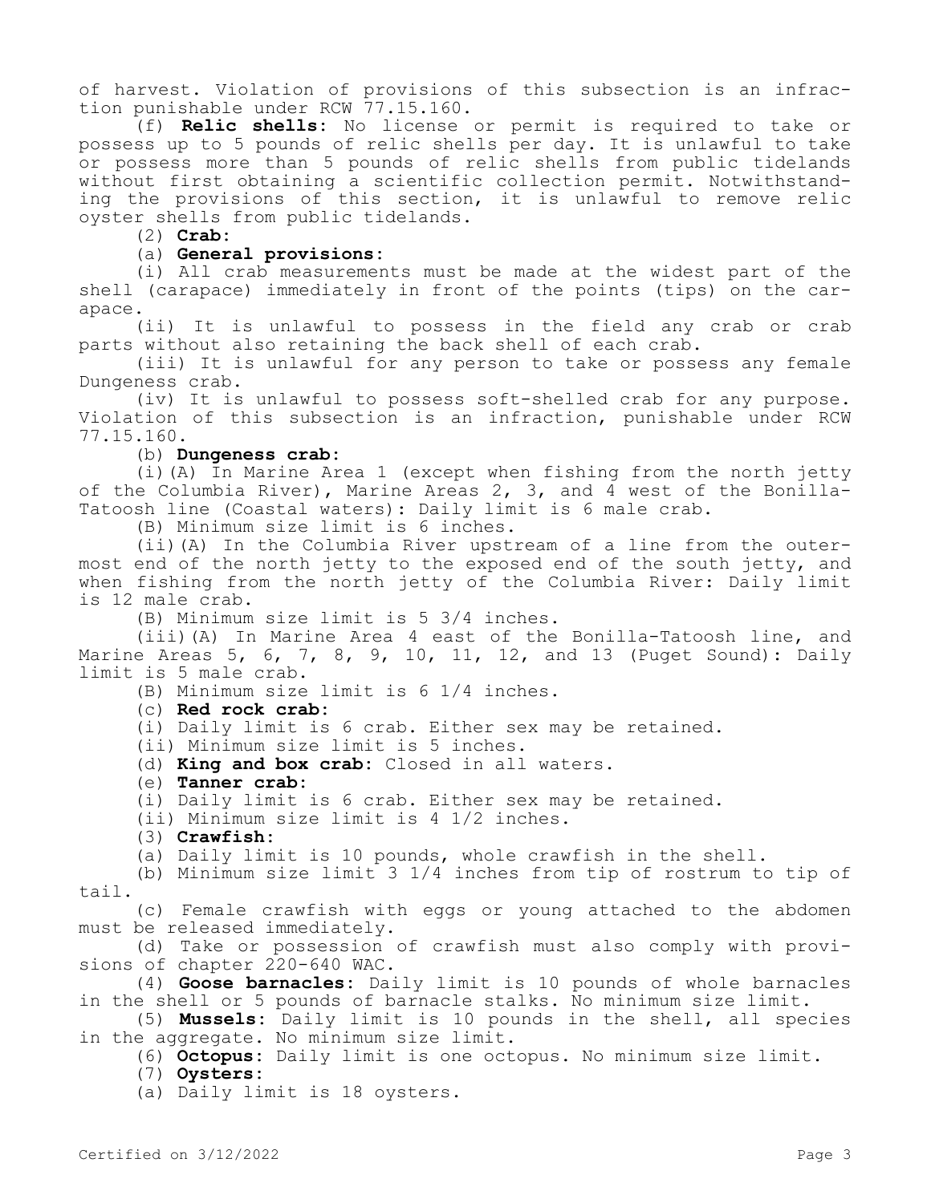of harvest. Violation of provisions of this subsection is an infraction punishable under RCW 77.15.160.

(f) **Relic shells:** No license or permit is required to take or possess up to 5 pounds of relic shells per day. It is unlawful to take or possess more than 5 pounds of relic shells from public tidelands without first obtaining a scientific collection permit. Notwithstanding the provisions of this section, it is unlawful to remove relic oyster shells from public tidelands.

(2) **Crab:**

(a) **General provisions:**

(i) All crab measurements must be made at the widest part of the shell (carapace) immediately in front of the points (tips) on the carapace.

(ii) It is unlawful to possess in the field any crab or crab parts without also retaining the back shell of each crab.

(iii) It is unlawful for any person to take or possess any female Dungeness crab.

(iv) It is unlawful to possess soft-shelled crab for any purpose. Violation of this subsection is an infraction, punishable under RCW 77.15.160.

(b) **Dungeness crab:**

(i)(A) In Marine Area 1 (except when fishing from the north jetty of the Columbia River), Marine Areas 2, 3, and 4 west of the Bonilla-Tatoosh line (Coastal waters): Daily limit is 6 male crab.

(B) Minimum size limit is 6 inches.

(ii)(A) In the Columbia River upstream of a line from the outermost end of the north jetty to the exposed end of the south jetty, and when fishing from the north jetty of the Columbia River: Daily limit is 12 male crab.

(B) Minimum size limit is 5 3/4 inches.

(iii)(A) In Marine Area 4 east of the Bonilla-Tatoosh line, and Marine Areas 5, 6, 7, 8, 9, 10, 11, 12, and 13 (Puget Sound): Daily limit is 5 male crab.

(B) Minimum size limit is 6 1/4 inches.

(c) **Red rock crab:**

(i) Daily limit is 6 crab. Either sex may be retained.

(ii) Minimum size limit is 5 inches.

(d) **King and box crab:** Closed in all waters.

(e) **Tanner crab:**

(i) Daily limit is 6 crab. Either sex may be retained.

(ii) Minimum size limit is 4 1/2 inches.

(3) **Crawfish:**

(a) Daily limit is 10 pounds, whole crawfish in the shell.

(b) Minimum size limit 3 1/4 inches from tip of rostrum to tip of tail.

(c) Female crawfish with eggs or young attached to the abdomen must be released immediately.

(d) Take or possession of crawfish must also comply with provisions of chapter 220-640 WAC.

(4) **Goose barnacles:** Daily limit is 10 pounds of whole barnacles in the shell or 5 pounds of barnacle stalks. No minimum size limit.

(5) **Mussels:** Daily limit is 10 pounds in the shell, all species in the aggregate. No minimum size limit.

(6) **Octopus:** Daily limit is one octopus. No minimum size limit.

(7) **Oysters:**

(a) Daily limit is 18 oysters.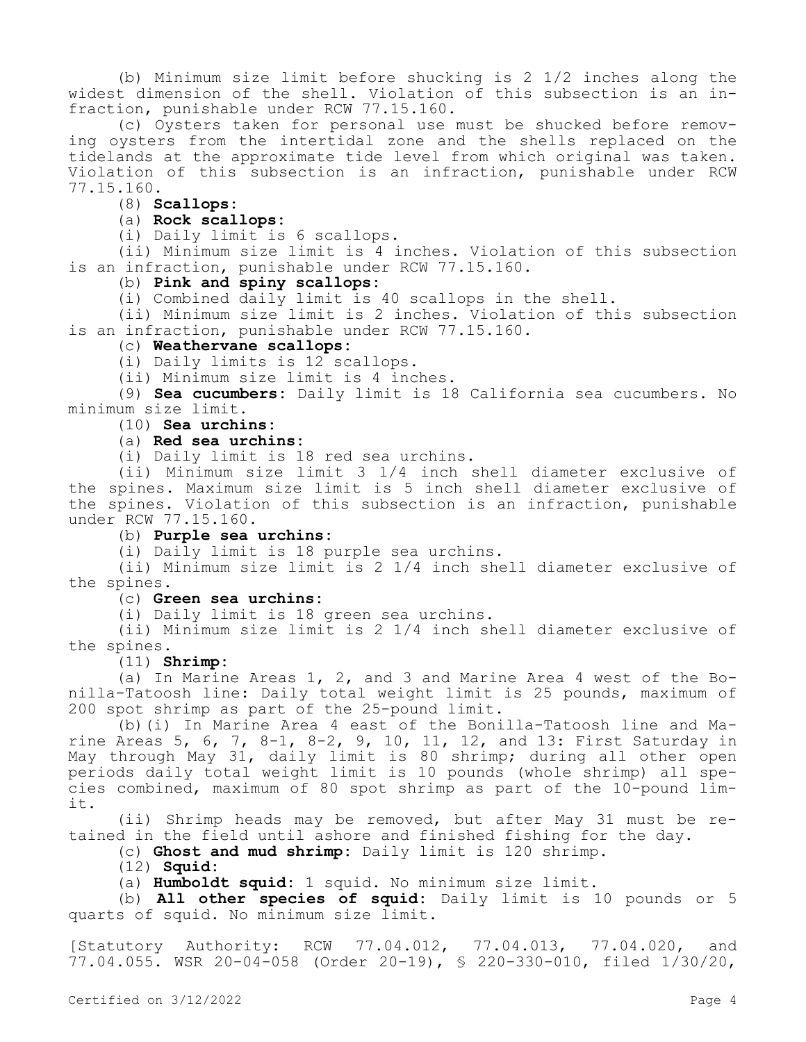(b) Minimum size limit before shucking is 2 1/2 inches along the widest dimension of the shell. Violation of this subsection is an infraction, punishable under RCW 77.15.160.

(c) Oysters taken for personal use must be shucked before removing oysters from the intertidal zone and the shells replaced on the tidelands at the approximate tide level from which original was taken. Violation of this subsection is an infraction, punishable under RCW 77.15.160.

(8) **Scallops:**

(a) **Rock scallops:**

(i) Daily limit is 6 scallops.

(ii) Minimum size limit is 4 inches. Violation of this subsection is an infraction, punishable under RCW 77.15.160.

(b) **Pink and spiny scallops:**

(i) Combined daily limit is 40 scallops in the shell.

(ii) Minimum size limit is 2 inches. Violation of this subsection is an infraction, punishable under RCW 77.15.160.

(c) **Weathervane scallops:**

(i) Daily limits is 12 scallops.

(ii) Minimum size limit is 4 inches.

(9) **Sea cucumbers:** Daily limit is 18 California sea cucumbers. No minimum size limit.

(10) **Sea urchins:**

(a) **Red sea urchins:**

(i) Daily limit is 18 red sea urchins.

(ii) Minimum size limit 3 1/4 inch shell diameter exclusive of the spines. Maximum size limit is 5 inch shell diameter exclusive of the spines. Violation of this subsection is an infraction, punishable under RCW 77.15.160.

(b) **Purple sea urchins:**

(i) Daily limit is 18 purple sea urchins.

(ii) Minimum size limit is 2 1/4 inch shell diameter exclusive of the spines.

(c) **Green sea urchins:**

(i) Daily limit is 18 green sea urchins.

(ii) Minimum size limit is 2 1/4 inch shell diameter exclusive of the spines.

(11) **Shrimp:**

(a) In Marine Areas 1, 2, and 3 and Marine Area 4 west of the Bonilla-Tatoosh line: Daily total weight limit is 25 pounds, maximum of 200 spot shrimp as part of the 25-pound limit.

(b)(i) In Marine Area 4 east of the Bonilla-Tatoosh line and Marine Areas 5, 6, 7, 8-1, 8-2, 9, 10, 11, 12, and 13: First Saturday in May through May 31, daily limit is 80 shrimp; during all other open periods daily total weight limit is 10 pounds (whole shrimp) all species combined, maximum of 80 spot shrimp as part of the 10-pound limit.

(ii) Shrimp heads may be removed, but after May 31 must be retained in the field until ashore and finished fishing for the day.

(c) **Ghost and mud shrimp:** Daily limit is 120 shrimp.

(12) **Squid:**

(a) **Humboldt squid:** 1 squid. No minimum size limit.

(b) **All other species of squid:** Daily limit is 10 pounds or 5 quarts of squid. No minimum size limit.

[Statutory Authority: RCW 77.04.012, 77.04.013, 77.04.020, and 77.04.055. WSR 20-04-058 (Order 20-19), § 220-330-010, filed 1/30/20,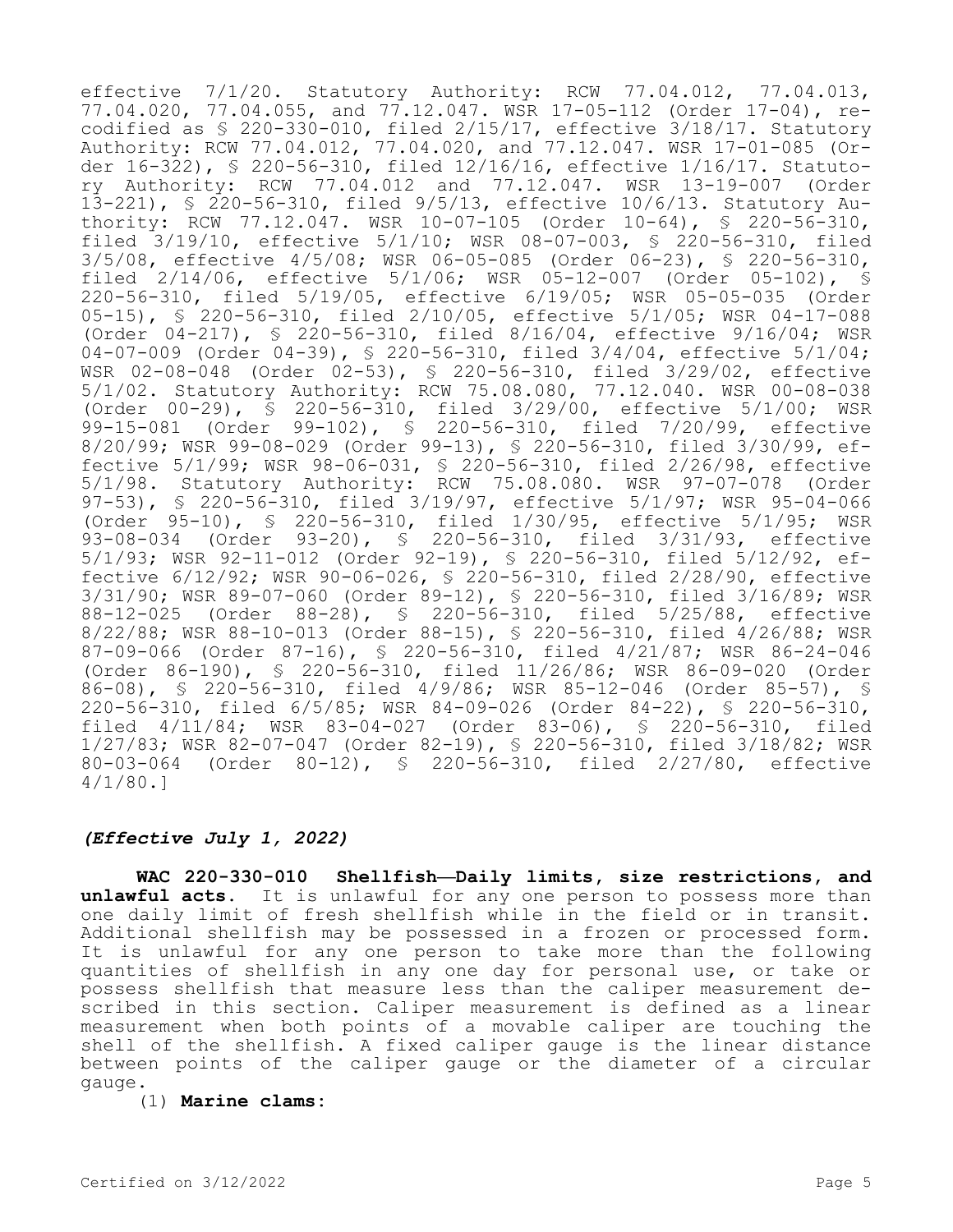effective 7/1/20. Statutory Authority: RCW 77.04.012, 77.04.013, 77.04.020, 77.04.055, and 77.12.047. WSR 17-05-112 (Order 17-04), recodified as § 220-330-010, filed 2/15/17, effective 3/18/17. Statutory Authority: RCW 77.04.012, 77.04.020, and 77.12.047. WSR 17-01-085 (Order 16-322), § 220-56-310, filed 12/16/16, effective 1/16/17. Statutory Authority: RCW 77.04.012 and 77.12.047. WSR 13-19-007 (Order 13-221), § 220-56-310, filed 9/5/13, effective 10/6/13. Statutory Authority: RCW 77.12.047. WSR 10-07-105 (Order 10-64), § 220-56-310, filed 3/19/10, effective 5/1/10; WSR 08-07-003, § 220-56-310, filed 3/5/08, effective 4/5/08; WSR 06-05-085 (Order 06-23), § 220-56-310, filed 2/14/06, effective 5/1/06; WSR 05-12-007 (Order 05-102), § 220-56-310, filed 5/19/05, effective 6/19/05; WSR 05-05-035 (Order 05-15), § 220-56-310, filed 2/10/05, effective 5/1/05; WSR 04-17-088 (Order 04-217), § 220-56-310, filed 8/16/04, effective 9/16/04; WSR 04-07-009 (Order 04-39), § 220-56-310, filed 3/4/04, effective 5/1/04; WSR 02-08-048 (Order 02-53), § 220-56-310, filed 3/29/02, effective 5/1/02. Statutory Authority: RCW 75.08.080, 77.12.040. WSR 00-08-038 (Order 00-29), § 220-56-310, filed 3/29/00, effective 5/1/00; WSR 99-15-081 (Order 99-102), § 220-56-310, filed 7/20/99, effective 8/20/99; WSR 99-08-029 (Order 99-13), § 220-56-310, filed 3/30/99, effective 5/1/99; WSR 98-06-031, § 220-56-310, filed 2/26/98, effective 5/1/98. Statutory Authority: RCW 75.08.080. WSR 97-07-078 (Order 97-53), § 220-56-310, filed 3/19/97, effective 5/1/97; WSR 95-04-066 (Order 95-10), § 220-56-310, filed 1/30/95, effective 5/1/95; WSR 93-08-034 (Order 93-20), § 220-56-310, filed 3/31/93, effective 5/1/93; WSR 92-11-012 (Order 92-19), § 220-56-310, filed 5/12/92, effective 6/12/92; WSR 90-06-026, § 220-56-310, filed 2/28/90, effective 3/31/90; WSR 89-07-060 (Order 89-12), § 220-56-310, filed 3/16/89; WSR 88-12-025 (Order 88-28), § 220-56-310, filed 5/25/88, effective 8/22/88; WSR 88-10-013 (Order 88-15), § 220-56-310, filed 4/26/88; WSR 87-09-066 (Order 87-16), § 220-56-310, filed 4/21/87; WSR 86-24-046 (Order 86-190), § 220-56-310, filed 11/26/86; WSR 86-09-020 (Order 86-08), § 220-56-310, filed 4/9/86; WSR 85-12-046 (Order 85-57), § 220-56-310, filed 6/5/85; WSR 84-09-026 (Order 84-22), § 220-56-310, filed 4/11/84; WSR 83-04-027 (Order 83-06), § 220-56-310, filed 1/27/83; WSR 82-07-047 (Order 82-19), § 220-56-310, filed 3/18/82; WSR 80-03-064 (Order 80-12), § 220-56-310, filed 2/27/80, effective 4/1/80.]

***(Effective July 1, 2022)***

**WAC 220-330-010 Shellfish—Daily limits, size restrictions, and unlawful acts.** It is unlawful for any one person to possess more than one daily limit of fresh shellfish while in the field or in transit. Additional shellfish may be possessed in a frozen or processed form. It is unlawful for any one person to take more than the following quantities of shellfish in any one day for personal use, or take or possess shellfish that measure less than the caliper measurement described in this section. Caliper measurement is defined as a linear measurement when both points of a movable caliper are touching the shell of the shellfish. A fixed caliper gauge is the linear distance between points of the caliper gauge or the diameter of a circular gauge.

(1) **Marine clams:**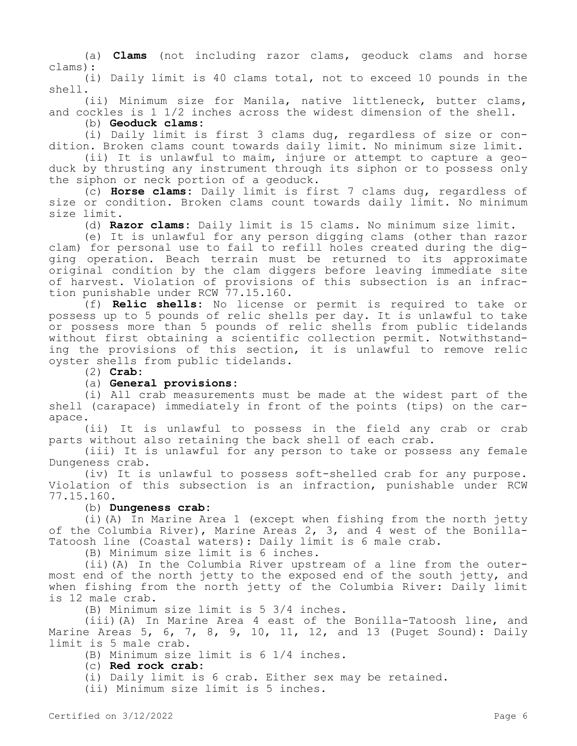(a) **Clams** (not including razor clams, geoduck clams and horse clams):

(i) Daily limit is 40 clams total, not to exceed 10 pounds in the shell.

(ii) Minimum size for Manila, native littleneck, butter clams, and cockles is 1 1/2 inches across the widest dimension of the shell.

(b) **Geoduck clams**:

(i) Daily limit is first 3 clams dug, regardless of size or condition. Broken clams count towards daily limit. No minimum size limit.

(ii) It is unlawful to maim, injure or attempt to capture a geoduck by thrusting any instrument through its siphon or to possess only the siphon or neck portion of a geoduck.

(c) **Horse clams**: Daily limit is first 7 clams dug, regardless of size or condition. Broken clams count towards daily limit. No minimum size limit.

(d) **Razor clams**: Daily limit is 15 clams. No minimum size limit.

(e) It is unlawful for any person digging clams (other than razor clam) for personal use to fail to refill holes created during the digging operation. Beach terrain must be returned to its approximate original condition by the clam diggers before leaving immediate site of harvest. Violation of provisions of this subsection is an infraction punishable under RCW 77.15.160.

(f) **Relic shells**: No license or permit is required to take or possess up to 5 pounds of relic shells per day. It is unlawful to take or possess more than 5 pounds of relic shells from public tidelands without first obtaining a scientific collection permit. Notwithstanding the provisions of this section, it is unlawful to remove relic oyster shells from public tidelands.

(2) **Crab**:

(a) **General provisions**:

(i) All crab measurements must be made at the widest part of the shell (carapace) immediately in front of the points (tips) on the carapace.

(ii) It is unlawful to possess in the field any crab or crab parts without also retaining the back shell of each crab.

(iii) It is unlawful for any person to take or possess any female Dungeness crab.

(iv) It is unlawful to possess soft-shelled crab for any purpose. Violation of this subsection is an infraction, punishable under RCW 77.15.160.

(b) **Dungeness crab**:

(i)(A) In Marine Area 1 (except when fishing from the north jetty of the Columbia River), Marine Areas 2, 3, and 4 west of the Bonilla-Tatoosh line (Coastal waters): Daily limit is 6 male crab.

(B) Minimum size limit is 6 inches.

(ii)(A) In the Columbia River upstream of a line from the outermost end of the north jetty to the exposed end of the south jetty, and when fishing from the north jetty of the Columbia River: Daily limit is 12 male crab.

(B) Minimum size limit is 5 3/4 inches.

(iii)(A) In Marine Area 4 east of the Bonilla-Tatoosh line, and Marine Areas 5, 6, 7, 8, 9, 10, 11, 12, and 13 (Puget Sound): Daily limit is 5 male crab.

(B) Minimum size limit is 6 1/4 inches.

(c) **Red rock crab**:

(i) Daily limit is 6 crab. Either sex may be retained.

(ii) Minimum size limit is 5 inches.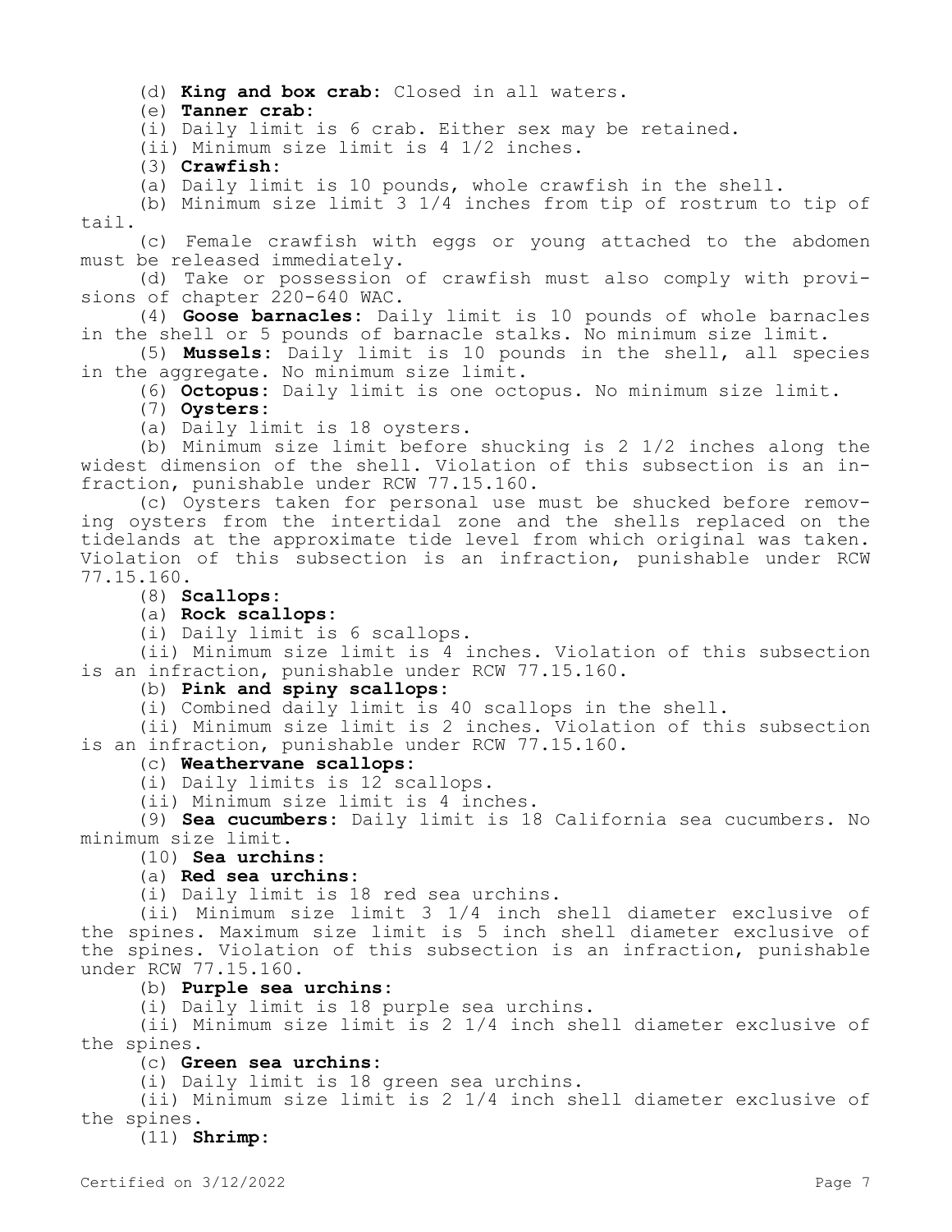(d) **King and box crab:** Closed in all waters.

(e) **Tanner crab:**

(i) Daily limit is 6 crab. Either sex may be retained.

(ii) Minimum size limit is 4 1/2 inches.

(3) **Crawfish:**

(a) Daily limit is 10 pounds, whole crawfish in the shell.

(b) Minimum size limit 3 1/4 inches from tip of rostrum to tip of tail.

(c) Female crawfish with eggs or young attached to the abdomen must be released immediately.

(d) Take or possession of crawfish must also comply with provisions of chapter 220-640 WAC.

(4) **Goose barnacles:** Daily limit is 10 pounds of whole barnacles in the shell or 5 pounds of barnacle stalks. No minimum size limit.

(5) **Mussels:** Daily limit is 10 pounds in the shell, all species in the aggregate. No minimum size limit.

(6) **Octopus:** Daily limit is one octopus. No minimum size limit.

(7) **Oysters:**

(a) Daily limit is 18 oysters.

(b) Minimum size limit before shucking is 2 1/2 inches along the widest dimension of the shell. Violation of this subsection is an infraction, punishable under RCW 77.15.160.

(c) Oysters taken for personal use must be shucked before removing oysters from the intertidal zone and the shells replaced on the tidelands at the approximate tide level from which original was taken. Violation of this subsection is an infraction, punishable under RCW 77.15.160.

(8) **Scallops:**

(a) **Rock scallops:**

(i) Daily limit is 6 scallops.

(ii) Minimum size limit is 4 inches. Violation of this subsection is an infraction, punishable under RCW 77.15.160.

(b) **Pink and spiny scallops:**

(i) Combined daily limit is 40 scallops in the shell.

(ii) Minimum size limit is 2 inches. Violation of this subsection is an infraction, punishable under RCW 77.15.160.

(c) **Weathervane scallops:**

(i) Daily limits is 12 scallops.

(ii) Minimum size limit is 4 inches.

(9) **Sea cucumbers:** Daily limit is 18 California sea cucumbers. No minimum size limit.

(10) **Sea urchins:**

(a) **Red sea urchins:**

(i) Daily limit is 18 red sea urchins.

(ii) Minimum size limit 3 1/4 inch shell diameter exclusive of the spines. Maximum size limit is 5 inch shell diameter exclusive of the spines. Violation of this subsection is an infraction, punishable under RCW 77.15.160.

(b) **Purple sea urchins:**

(i) Daily limit is 18 purple sea urchins.

(ii) Minimum size limit is 2 1/4 inch shell diameter exclusive of the spines.

(c) **Green sea urchins:**

(i) Daily limit is 18 green sea urchins.

(ii) Minimum size limit is 2 1/4 inch shell diameter exclusive of the spines.

(11) **Shrimp:**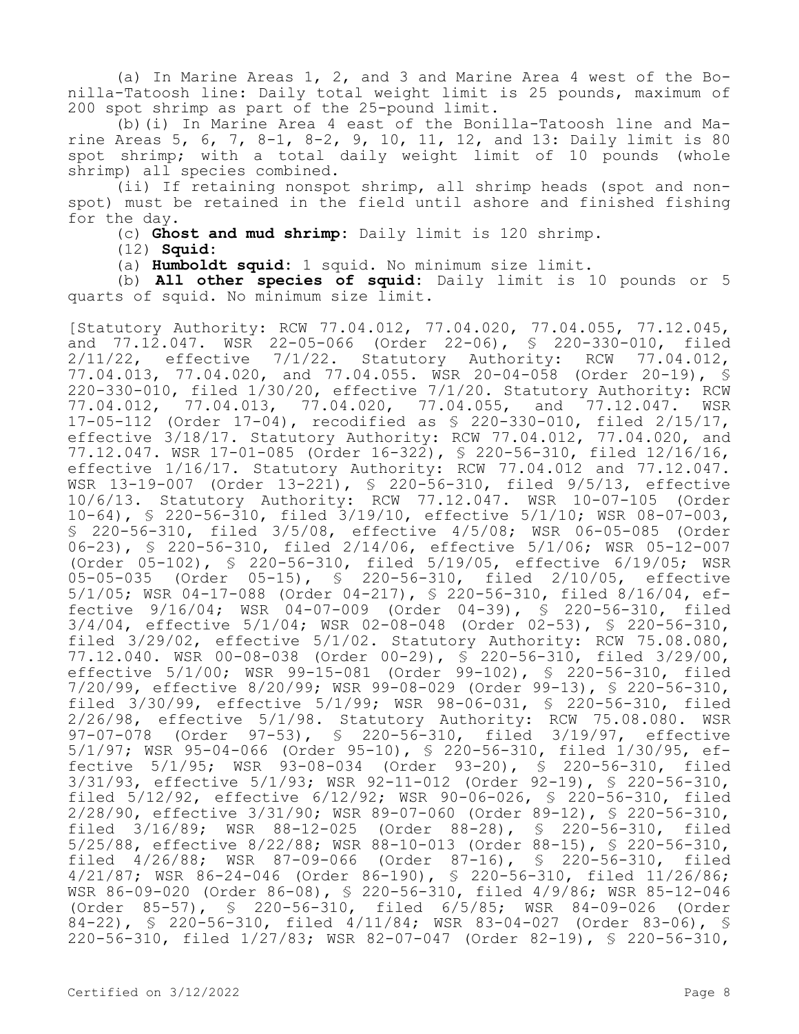(a) In Marine Areas 1, 2, and 3 and Marine Area 4 west of the Bonilla-Tatoosh line: Daily total weight limit is 25 pounds, maximum of 200 spot shrimp as part of the 25-pound limit.

(b)(i) In Marine Area 4 east of the Bonilla-Tatoosh line and Marine Areas 5, 6, 7, 8-1, 8-2, 9, 10, 11, 12, and 13: Daily limit is 80 spot shrimp; with a total daily weight limit of 10 pounds (whole shrimp) all species combined.

(ii) If retaining nonspot shrimp, all shrimp heads (spot and nonspot) must be retained in the field until ashore and finished fishing for the day.

(c) **Ghost and mud shrimp:** Daily limit is 120 shrimp.

(12) **Squid:**

(a) **Humboldt squid:** 1 squid. No minimum size limit.

(b) **All other species of squid:** Daily limit is 10 pounds or 5 quarts of squid. No minimum size limit.

[Statutory Authority: RCW 77.04.012, 77.04.020, 77.04.055, 77.12.045, and 77.12.047. WSR 22-05-066 (Order 22-06), § 220-330-010, filed 2/11/22, effective 7/1/22. Statutory Authority: RCW 77.04.012, 77.04.013, 77.04.020, and 77.04.055. WSR 20-04-058 (Order 20-19), § 220-330-010, filed 1/30/20, effective 7/1/20. Statutory Authority: RCW 77.04.012, 77.04.013, 77.04.020, 77.04.055, and 77.12.047. WSR 17-05-112 (Order 17-04), recodified as § 220-330-010, filed 2/15/17, effective 3/18/17. Statutory Authority: RCW 77.04.012, 77.04.020, and 77.12.047. WSR 17-01-085 (Order 16-322), § 220-56-310, filed 12/16/16, effective 1/16/17. Statutory Authority: RCW 77.04.012 and 77.12.047. WSR 13-19-007 (Order 13-221), § 220-56-310, filed 9/5/13, effective 10/6/13. Statutory Authority: RCW 77.12.047. WSR 10-07-105 (Order 10-64), § 220-56-310, filed 3/19/10, effective 5/1/10; WSR 08-07-003, § 220-56-310, filed 3/5/08, effective 4/5/08; WSR 06-05-085 (Order 06-23), § 220-56-310, filed 2/14/06, effective 5/1/06; WSR 05-12-007 (Order 05-102), § 220-56-310, filed 5/19/05, effective 6/19/05; WSR 05-05-035 (Order 05-15), § 220-56-310, filed 2/10/05, effective 5/1/05; WSR 04-17-088 (Order 04-217), § 220-56-310, filed 8/16/04, effective 9/16/04; WSR 04-07-009 (Order 04-39), § 220-56-310, filed 3/4/04, effective 5/1/04; WSR 02-08-048 (Order 02-53), § 220-56-310, filed 3/29/02, effective 5/1/02. Statutory Authority: RCW 75.08.080, 77.12.040. WSR 00-08-038 (Order 00-29), § 220-56-310, filed 3/29/00, effective 5/1/00; WSR 99-15-081 (Order 99-102), § 220-56-310, filed 7/20/99, effective 8/20/99; WSR 99-08-029 (Order 99-13), § 220-56-310, filed 3/30/99, effective 5/1/99; WSR 98-06-031, § 220-56-310, filed 2/26/98, effective 5/1/98. Statutory Authority: RCW 75.08.080. WSR 97-07-078 (Order 97-53), § 220-56-310, filed 3/19/97, effective 5/1/97; WSR 95-04-066 (Order 95-10), § 220-56-310, filed 1/30/95, effective 5/1/95; WSR 93-08-034 (Order 93-20), § 220-56-310, filed 3/31/93, effective 5/1/93; WSR 92-11-012 (Order 92-19), § 220-56-310, filed 5/12/92, effective 6/12/92; WSR 90-06-026, § 220-56-310, filed 2/28/90, effective 3/31/90; WSR 89-07-060 (Order 89-12), § 220-56-310, filed 3/16/89; WSR 88-12-025 (Order 88-28), § 220-56-310, filed 5/25/88, effective 8/22/88; WSR 88-10-013 (Order 88-15), § 220-56-310, filed 4/26/88; WSR 87-09-066 (Order 87-16), § 220-56-310, filed 4/21/87; WSR 86-24-046 (Order 86-190), § 220-56-310, filed 11/26/86; WSR 86-09-020 (Order 86-08), § 220-56-310, filed 4/9/86; WSR 85-12-046 (Order 85-57), § 220-56-310, filed 6/5/85; WSR 84-09-026 (Order 84-22), § 220-56-310, filed 4/11/84; WSR 83-04-027 (Order 83-06), § 220-56-310, filed 1/27/83; WSR 82-07-047 (Order 82-19), § 220-56-310,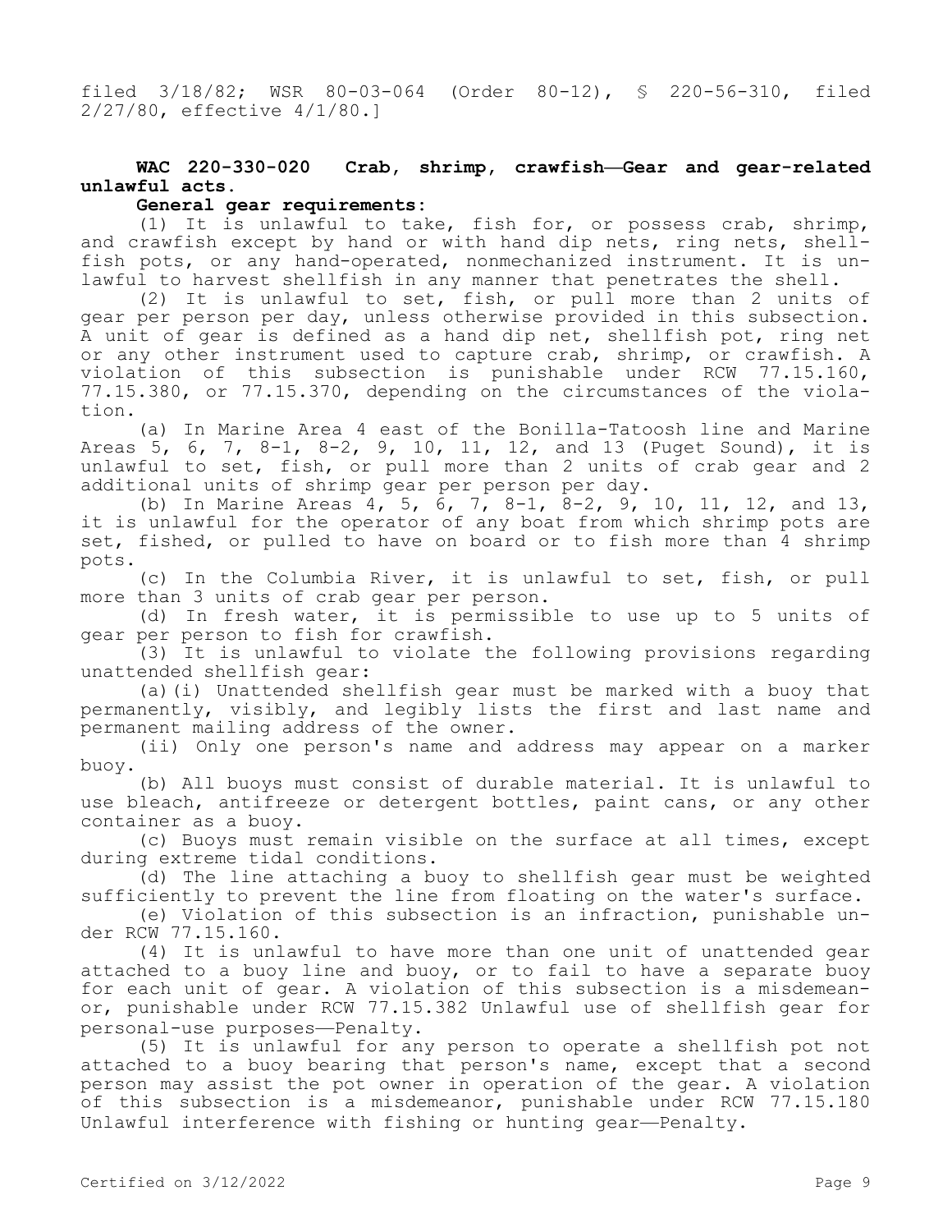filed 3/18/82; WSR 80-03-064 (Order 80-12), § 220-56-310, filed 2/27/80, effective 4/1/80.]

**WAC 220-330-020 Crab, shrimp, crawfish—Gear and gear-related unlawful acts.**

**General gear requirements:**

(1) It is unlawful to take, fish for, or possess crab, shrimp, and crawfish except by hand or with hand dip nets, ring nets, shellfish pots, or any hand-operated, nonmechanized instrument. It is unlawful to harvest shellfish in any manner that penetrates the shell.

(2) It is unlawful to set, fish, or pull more than 2 units of gear per person per day, unless otherwise provided in this subsection. A unit of gear is defined as a hand dip net, shellfish pot, ring net or any other instrument used to capture crab, shrimp, or crawfish. A violation of this subsection is punishable under RCW 77.15.160, 77.15.380, or 77.15.370, depending on the circumstances of the violation.

(a) In Marine Area 4 east of the Bonilla-Tatoosh line and Marine Areas 5, 6, 7, 8-1, 8-2, 9, 10, 11, 12, and 13 (Puget Sound), it is unlawful to set, fish, or pull more than 2 units of crab gear and 2 additional units of shrimp gear per person per day.

(b) In Marine Areas 4, 5, 6, 7, 8-1, 8-2, 9, 10, 11, 12, and 13, it is unlawful for the operator of any boat from which shrimp pots are set, fished, or pulled to have on board or to fish more than 4 shrimp pots.

(c) In the Columbia River, it is unlawful to set, fish, or pull more than 3 units of crab gear per person.

(d) In fresh water, it is permissible to use up to 5 units of gear per person to fish for crawfish.

(3) It is unlawful to violate the following provisions regarding unattended shellfish gear:

(a)(i) Unattended shellfish gear must be marked with a buoy that permanently, visibly, and legibly lists the first and last name and permanent mailing address of the owner.

(ii) Only one person's name and address may appear on a marker buoy.

(b) All buoys must consist of durable material. It is unlawful to use bleach, antifreeze or detergent bottles, paint cans, or any other container as a buoy.

(c) Buoys must remain visible on the surface at all times, except during extreme tidal conditions.

(d) The line attaching a buoy to shellfish gear must be weighted sufficiently to prevent the line from floating on the water's surface.

(e) Violation of this subsection is an infraction, punishable under RCW 77.15.160.

(4) It is unlawful to have more than one unit of unattended gear attached to a buoy line and buoy, or to fail to have a separate buoy for each unit of gear. A violation of this subsection is a misdemeanor, punishable under RCW 77.15.382 Unlawful use of shellfish gear for personal-use purposes—Penalty.

(5) It is unlawful for any person to operate a shellfish pot not attached to a buoy bearing that person's name, except that a second person may assist the pot owner in operation of the gear. A violation of this subsection is a misdemeanor, punishable under RCW 77.15.180 Unlawful interference with fishing or hunting gear—Penalty.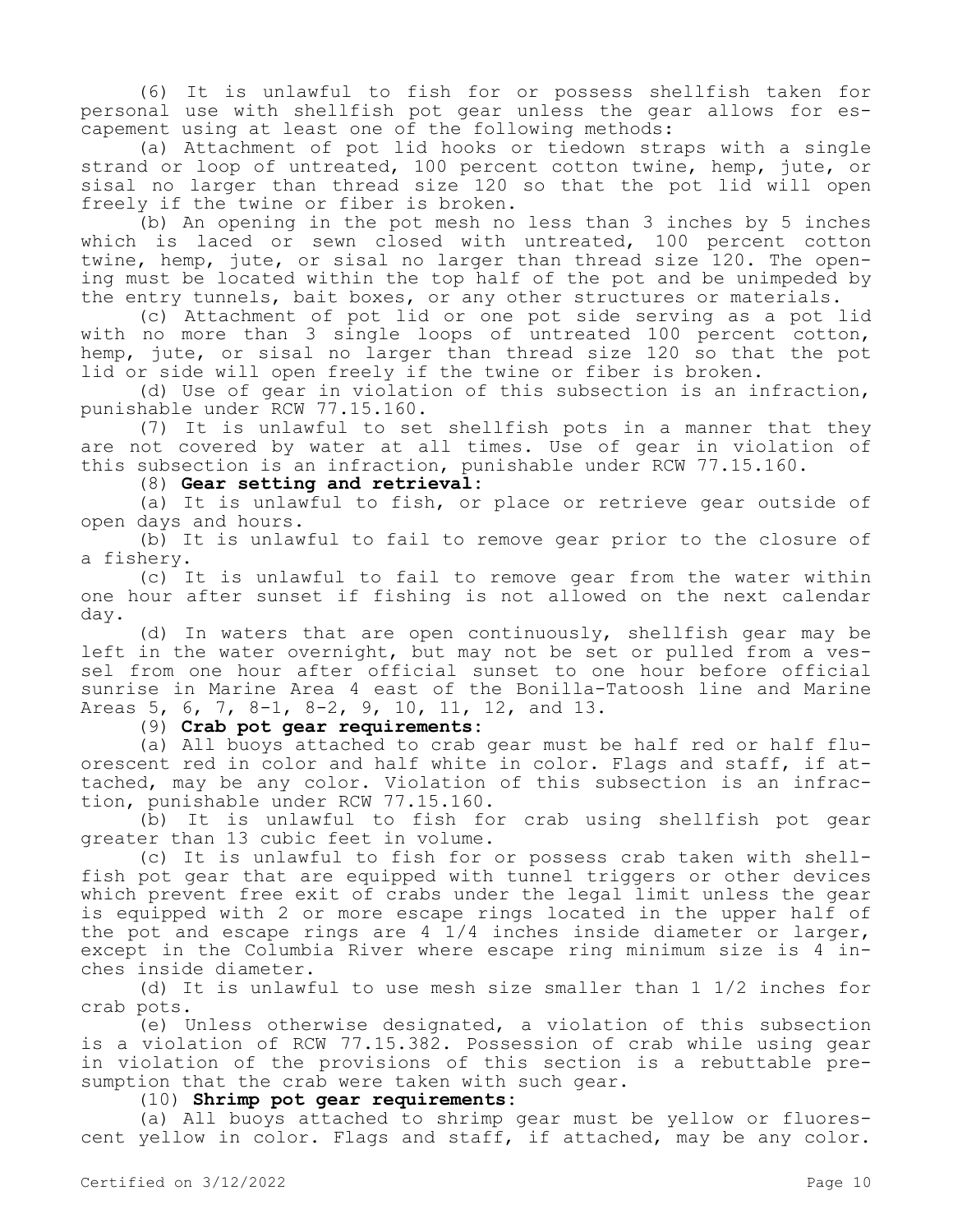(6) It is unlawful to fish for or possess shellfish taken for personal use with shellfish pot gear unless the gear allows for escapement using at least one of the following methods:

(a) Attachment of pot lid hooks or tiedown straps with a single strand or loop of untreated, 100 percent cotton twine, hemp, jute, or sisal no larger than thread size 120 so that the pot lid will open freely if the twine or fiber is broken.

(b) An opening in the pot mesh no less than 3 inches by 5 inches which is laced or sewn closed with untreated, 100 percent cotton twine, hemp, jute, or sisal no larger than thread size 120. The opening must be located within the top half of the pot and be unimpeded by the entry tunnels, bait boxes, or any other structures or materials.

(c) Attachment of pot lid or one pot side serving as a pot lid with no more than 3 single loops of untreated 100 percent cotton, hemp, jute, or sisal no larger than thread size 120 so that the pot lid or side will open freely if the twine or fiber is broken.

(d) Use of gear in violation of this subsection is an infraction, punishable under RCW 77.15.160.

(7) It is unlawful to set shellfish pots in a manner that they are not covered by water at all times. Use of gear in violation of this subsection is an infraction, punishable under RCW 77.15.160.

(8) **Gear setting and retrieval:**

(a) It is unlawful to fish, or place or retrieve gear outside of open days and hours.

(b) It is unlawful to fail to remove gear prior to the closure of a fishery.

(c) It is unlawful to fail to remove gear from the water within one hour after sunset if fishing is not allowed on the next calendar day.

(d) In waters that are open continuously, shellfish gear may be left in the water overnight, but may not be set or pulled from a vessel from one hour after official sunset to one hour before official sunrise in Marine Area 4 east of the Bonilla-Tatoosh line and Marine Areas 5, 6, 7, 8-1, 8-2, 9, 10, 11, 12, and 13.

(9) **Crab pot gear requirements:**

(a) All buoys attached to crab gear must be half red or half fluorescent red in color and half white in color. Flags and staff, if attached, may be any color. Violation of this subsection is an infraction, punishable under RCW 77.15.160.

(b) It is unlawful to fish for crab using shellfish pot gear greater than 13 cubic feet in volume.

(c) It is unlawful to fish for or possess crab taken with shellfish pot gear that are equipped with tunnel triggers or other devices which prevent free exit of crabs under the legal limit unless the gear is equipped with 2 or more escape rings located in the upper half of the pot and escape rings are 4 1/4 inches inside diameter or larger, except in the Columbia River where escape ring minimum size is 4 inches inside diameter.

(d) It is unlawful to use mesh size smaller than 1 1/2 inches for crab pots.

(e) Unless otherwise designated, a violation of this subsection is a violation of RCW 77.15.382. Possession of crab while using gear in violation of the provisions of this section is a rebuttable presumption that the crab were taken with such gear.

(10) **Shrimp pot gear requirements:**

(a) All buoys attached to shrimp gear must be yellow or fluorescent yellow in color. Flags and staff, if attached, may be any color.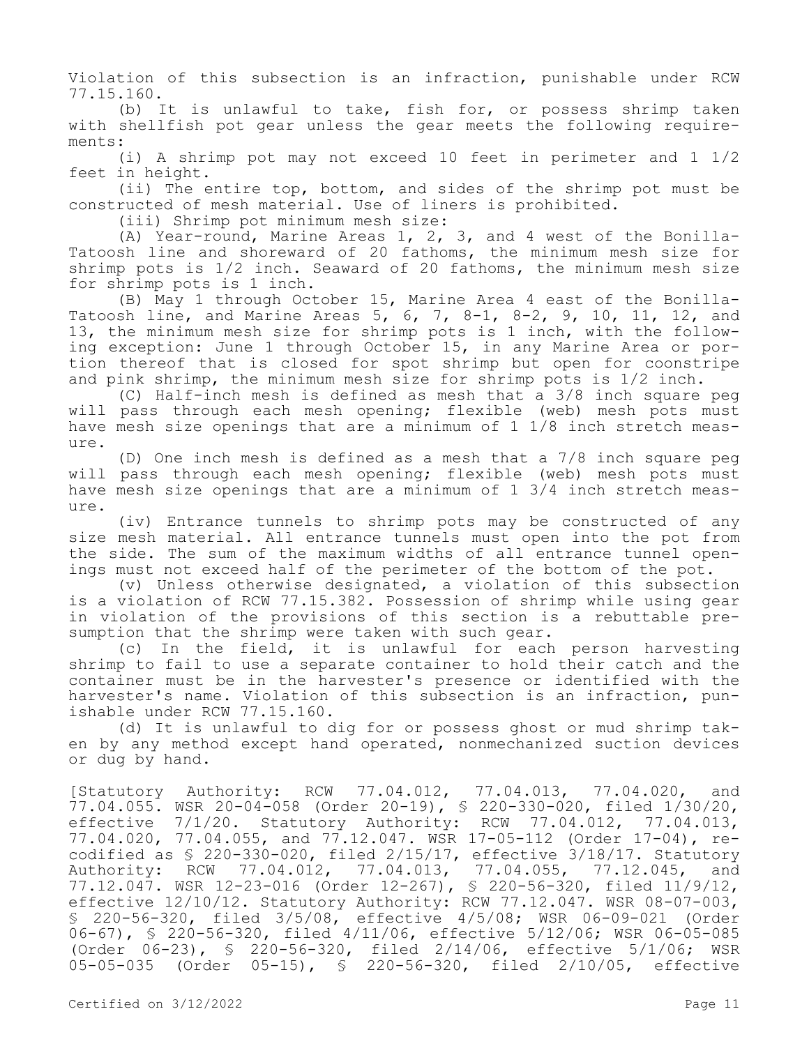Violation of this subsection is an infraction, punishable under RCW 77.15.160.

(b) It is unlawful to take, fish for, or possess shrimp taken with shellfish pot gear unless the gear meets the following requirements:

(i) A shrimp pot may not exceed 10 feet in perimeter and 1 1/2 feet in height.

(ii) The entire top, bottom, and sides of the shrimp pot must be constructed of mesh material. Use of liners is prohibited.

(iii) Shrimp pot minimum mesh size:

(A) Year-round, Marine Areas 1, 2, 3, and 4 west of the Bonilla-Tatoosh line and shoreward of 20 fathoms, the minimum mesh size for shrimp pots is 1/2 inch. Seaward of 20 fathoms, the minimum mesh size for shrimp pots is 1 inch.

(B) May 1 through October 15, Marine Area 4 east of the Bonilla-Tatoosh line, and Marine Areas 5, 6, 7, 8-1, 8-2, 9, 10, 11, 12, and 13, the minimum mesh size for shrimp pots is 1 inch, with the following exception: June 1 through October 15, in any Marine Area or portion thereof that is closed for spot shrimp but open for coonstripe and pink shrimp, the minimum mesh size for shrimp pots is 1/2 inch.

(C) Half-inch mesh is defined as mesh that a 3/8 inch square peg will pass through each mesh opening; flexible (web) mesh pots must have mesh size openings that are a minimum of 1 1/8 inch stretch measure.

(D) One inch mesh is defined as a mesh that a 7/8 inch square peg will pass through each mesh opening; flexible (web) mesh pots must have mesh size openings that are a minimum of 1 3/4 inch stretch measure.

(iv) Entrance tunnels to shrimp pots may be constructed of any size mesh material. All entrance tunnels must open into the pot from the side. The sum of the maximum widths of all entrance tunnel openings must not exceed half of the perimeter of the bottom of the pot.

(v) Unless otherwise designated, a violation of this subsection is a violation of RCW 77.15.382. Possession of shrimp while using gear in violation of the provisions of this section is a rebuttable presumption that the shrimp were taken with such gear.

(c) In the field, it is unlawful for each person harvesting shrimp to fail to use a separate container to hold their catch and the container must be in the harvester's presence or identified with the harvester's name. Violation of this subsection is an infraction, punishable under RCW 77.15.160.

(d) It is unlawful to dig for or possess ghost or mud shrimp taken by any method except hand operated, nonmechanized suction devices or dug by hand.

[Statutory Authority: RCW 77.04.012, 77.04.013, 77.04.020, and 77.04.055. WSR 20-04-058 (Order 20-19), § 220-330-020, filed 1/30/20, effective 7/1/20. Statutory Authority: RCW 77.04.012, 77.04.013, 77.04.020, 77.04.055, and 77.12.047. WSR 17-05-112 (Order 17-04), recodified as § 220-330-020, filed 2/15/17, effective 3/18/17. Statutory Authority: RCW 77.04.012, 77.04.013, 77.04.055, 77.12.045, and 77.12.047. WSR 12-23-016 (Order 12-267), § 220-56-320, filed 11/9/12, effective 12/10/12. Statutory Authority: RCW 77.12.047. WSR 08-07-003, § 220-56-320, filed 3/5/08, effective 4/5/08; WSR 06-09-021 (Order 06-67), § 220-56-320, filed 4/11/06, effective 5/12/06; WSR 06-05-085 (Order 06-23), § 220-56-320, filed 2/14/06, effective 5/1/06; WSR 05-05-035 (Order 05-15), § 220-56-320, filed 2/10/05, effective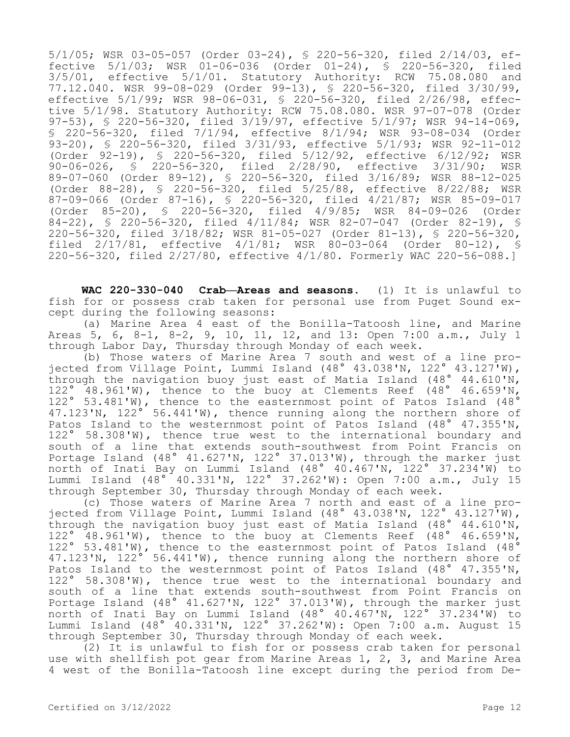5/1/05; WSR 03-05-057 (Order 03-24), § 220-56-320, filed 2/14/03, effective 5/1/03; WSR 01-06-036 (Order 01-24), § 220-56-320, filed 3/5/01, effective 5/1/01. Statutory Authority: RCW 75.08.080 and 77.12.040. WSR 99-08-029 (Order 99-13), § 220-56-320, filed 3/30/99, effective 5/1/99; WSR 98-06-031, § 220-56-320, filed 2/26/98, effective 5/1/98. Statutory Authority: RCW 75.08.080. WSR 97-07-078 (Order 97-53), § 220-56-320, filed 3/19/97, effective 5/1/97; WSR 94-14-069, § 220-56-320, filed 7/1/94, effective 8/1/94; WSR 93-08-034 (Order 93-20), § 220-56-320, filed 3/31/93, effective 5/1/93; WSR 92-11-012 (Order 92-19), § 220-56-320, filed 5/12/92, effective 6/12/92; WSR 90-06-026, § 220-56-320, filed 2/28/90, effective 3/31/90; WSR 89-07-060 (Order 89-12), § 220-56-320, filed 3/16/89; WSR 88-12-025 (Order 88-28), § 220-56-320, filed 5/25/88, effective 8/22/88; WSR 87-09-066 (Order 87-16), § 220-56-320, filed 4/21/87; WSR 85-09-017 (Order 85-20), § 220-56-320, filed 4/9/85; WSR 84-09-026 (Order 84-22), § 220-56-320, filed 4/11/84; WSR 82-07-047 (Order 82-19), § 220-56-320, filed 3/18/82; WSR 81-05-027 (Order 81-13), § 220-56-320, filed 2/17/81, effective 4/1/81; WSR 80-03-064 (Order 80-12), § 220-56-320, filed 2/27/80, effective 4/1/80. Formerly WAC 220-56-088.]

**WAC 220-330-040 Crab—Areas and seasons.** (1) It is unlawful to fish for or possess crab taken for personal use from Puget Sound except during the following seasons:

(a) Marine Area 4 east of the Bonilla-Tatoosh line, and Marine Areas 5, 6, 8-1, 8-2, 9, 10, 11, 12, and 13: Open 7:00 a.m., July 1 through Labor Day, Thursday through Monday of each week.

(b) Those waters of Marine Area 7 south and west of a line projected from Village Point, Lummi Island (48° 43.038'N, 122° 43.127'W), through the navigation buoy just east of Matia Island (48° 44.610'N, 122° 48.961'W), thence to the buoy at Clements Reef (48° 46.659'N, 122° 53.481'W), thence to the easternmost point of Patos Island (48° 47.123'N, 122° 56.441'W), thence running along the northern shore of Patos Island to the westernmost point of Patos Island (48° 47.355'N, 122° 58.308'W), thence true west to the international boundary and south of a line that extends south-southwest from Point Francis on Portage Island (48° 41.627'N, 122° 37.013'W), through the marker just north of Inati Bay on Lummi Island (48° 40.467'N, 122° 37.234'W) to Lummi Island (48° 40.331'N, 122° 37.262'W): Open 7:00 a.m., July 15 through September 30, Thursday through Monday of each week.

(c) Those waters of Marine Area 7 north and east of a line projected from Village Point, Lummi Island (48° 43.038'N, 122° 43.127'W), through the navigation buoy just east of Matia Island (48° 44.610'N, 122° 48.961'W), thence to the buoy at Clements Reef (48° 46.659'N, 122° 53.481'W), thence to the easternmost point of Patos Island (48° 47.123'N, 122° 56.441'W), thence running along the northern shore of Patos Island to the westernmost point of Patos Island (48° 47.355'N, 122° 58.308'W), thence true west to the international boundary and south of a line that extends south-southwest from Point Francis on Portage Island (48° 41.627'N, 122° 37.013'W), through the marker just north of Inati Bay on Lummi Island (48° 40.467'N, 122° 37.234'W) to Lummi Island (48° 40.331'N, 122° 37.262'W): Open 7:00 a.m. August 15 through September 30, Thursday through Monday of each week.

(2) It is unlawful to fish for or possess crab taken for personal use with shellfish pot gear from Marine Areas 1, 2, 3, and Marine Area 4 west of the Bonilla-Tatoosh line except during the period from De-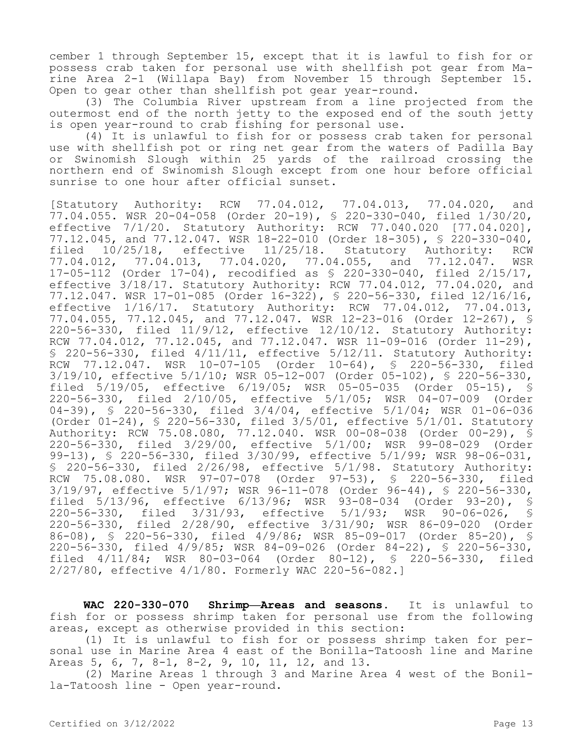cember 1 through September 15, except that it is lawful to fish for or possess crab taken for personal use with shellfish pot gear from Marine Area 2-1 (Willapa Bay) from November 15 through September 15. Open to gear other than shellfish pot gear year-round.

(3) The Columbia River upstream from a line projected from the outermost end of the north jetty to the exposed end of the south jetty is open year-round to crab fishing for personal use.

(4) It is unlawful to fish for or possess crab taken for personal use with shellfish pot or ring net gear from the waters of Padilla Bay or Swinomish Slough within 25 yards of the railroad crossing the northern end of Swinomish Slough except from one hour before official sunrise to one hour after official sunset.

[Statutory Authority: RCW 77.04.012, 77.04.013, 77.04.020, and 77.04.055. WSR 20-04-058 (Order 20-19), § 220-330-040, filed 1/30/20, effective 7/1/20. Statutory Authority: RCW 77.040.020 [77.04.020], 77.12.045, and 77.12.047. WSR 18-22-010 (Order 18-305), § 220-330-040, filed 10/25/18, effective 11/25/18. Statutory Authority: RCW 77.04.012, 77.04.013, 77.04.020, 77.04.055, and 77.12.047. WSR 17-05-112 (Order 17-04), recodified as § 220-330-040, filed 2/15/17, effective 3/18/17. Statutory Authority: RCW 77.04.012, 77.04.020, and 77.12.047. WSR 17-01-085 (Order 16-322), § 220-56-330, filed 12/16/16, effective 1/16/17. Statutory Authority: RCW 77.04.012, 77.04.013, 77.04.055, 77.12.045, and 77.12.047. WSR 12-23-016 (Order 12-267), § 220-56-330, filed 11/9/12, effective 12/10/12. Statutory Authority: RCW 77.04.012, 77.12.045, and 77.12.047. WSR 11-09-016 (Order 11-29), § 220-56-330, filed 4/11/11, effective 5/12/11. Statutory Authority: RCW 77.12.047. WSR 10-07-105 (Order 10-64), § 220-56-330, filed 3/19/10, effective 5/1/10; WSR 05-12-007 (Order 05-102), § 220-56-330, filed 5/19/05, effective 6/19/05; WSR 05-05-035 (Order 05-15), § 220-56-330, filed 2/10/05, effective 5/1/05; WSR 04-07-009 (Order 04-39), § 220-56-330, filed 3/4/04, effective 5/1/04; WSR 01-06-036 (Order 01-24), § 220-56-330, filed 3/5/01, effective 5/1/01. Statutory Authority: RCW 75.08.080, 77.12.040. WSR 00-08-038 (Order 00-29), § 220-56-330, filed 3/29/00, effective 5/1/00; WSR 99-08-029 (Order 99-13), § 220-56-330, filed 3/30/99, effective 5/1/99; WSR 98-06-031, § 220-56-330, filed 2/26/98, effective 5/1/98. Statutory Authority: RCW 75.08.080. WSR 97-07-078 (Order 97-53), § 220-56-330, filed 3/19/97, effective 5/1/97; WSR 96-11-078 (Order 96-44), § 220-56-330, filed 5/13/96, effective 6/13/96; WSR 93-08-034 (Order 93-20), § 220-56-330, filed 3/31/93, effective 5/1/93; WSR 90-06-026, § 220-56-330, filed 2/28/90, effective 3/31/90; WSR 86-09-020 (Order 86-08), § 220-56-330, filed 4/9/86; WSR 85-09-017 (Order 85-20), § 220-56-330, filed 4/9/85; WSR 84-09-026 (Order 84-22), § 220-56-330, filed 4/11/84; WSR 80-03-064 (Order 80-12), § 220-56-330, filed 2/27/80, effective 4/1/80. Formerly WAC 220-56-082.]

**WAC 220-330-070 Shrimp—Areas and seasons.** It is unlawful to fish for or possess shrimp taken for personal use from the following areas, except as otherwise provided in this section:

(1) It is unlawful to fish for or possess shrimp taken for personal use in Marine Area 4 east of the Bonilla-Tatoosh line and Marine Areas 5, 6, 7, 8-1, 8-2, 9, 10, 11, 12, and 13.

(2) Marine Areas 1 through 3 and Marine Area 4 west of the Bonilla-Tatoosh line - Open year-round.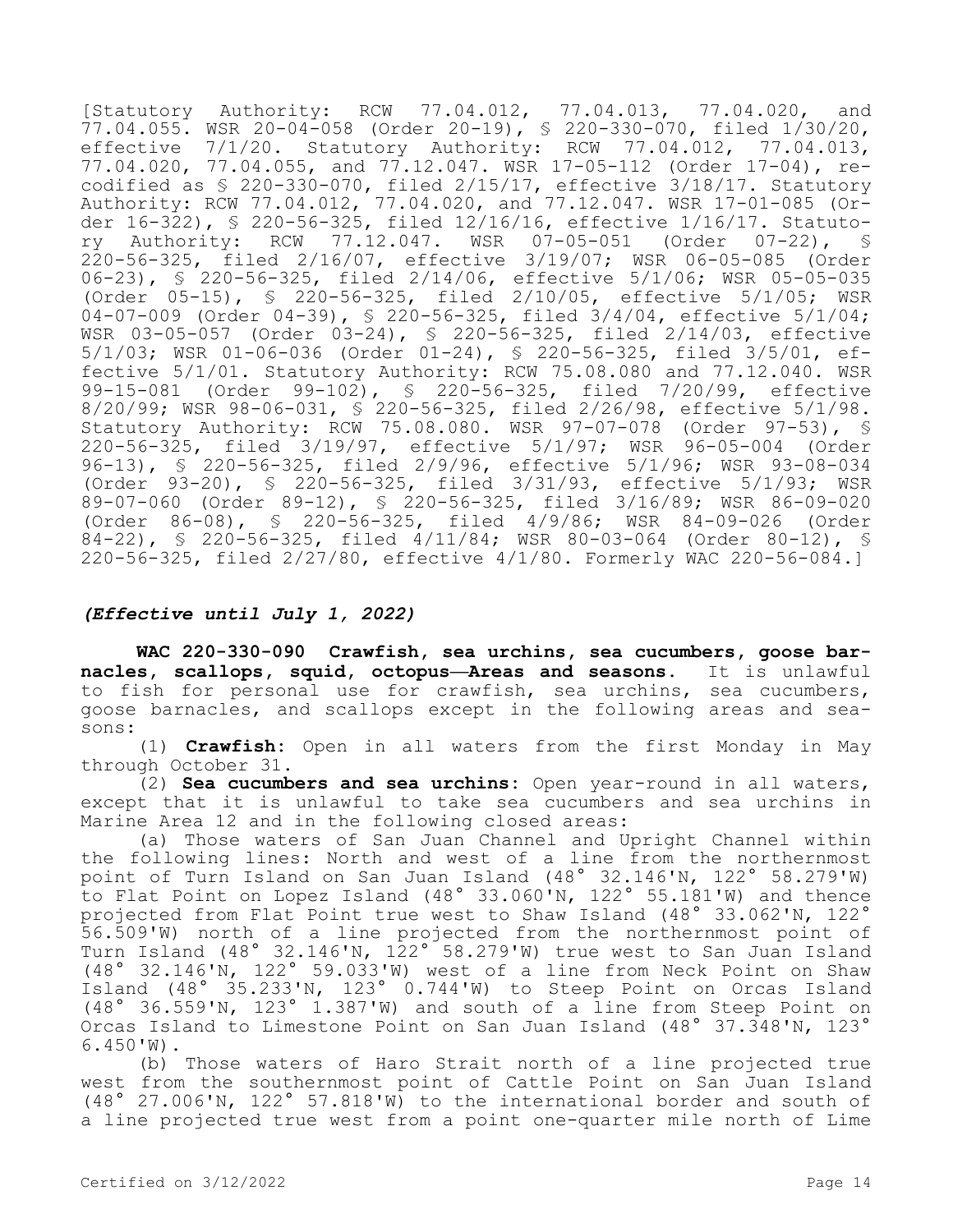[Statutory Authority: RCW 77.04.012, 77.04.013, 77.04.020, and 77.04.055. WSR 20-04-058 (Order 20-19), § 220-330-070, filed 1/30/20, effective 7/1/20. Statutory Authority: RCW 77.04.012, 77.04.013, 77.04.020, 77.04.055, and 77.12.047. WSR 17-05-112 (Order 17-04), recodified as § 220-330-070, filed 2/15/17, effective 3/18/17. Statutory Authority: RCW 77.04.012, 77.04.020, and 77.12.047. WSR 17-01-085 (Order 16-322), § 220-56-325, filed 12/16/16, effective 1/16/17. Statutory Authority: RCW 77.12.047. WSR 07-05-051 (Order 07-22), § 220-56-325, filed 2/16/07, effective 3/19/07; WSR 06-05-085 (Order 06-23), § 220-56-325, filed 2/14/06, effective 5/1/06; WSR 05-05-035 (Order 05-15), § 220-56-325, filed 2/10/05, effective 5/1/05; WSR 04-07-009 (Order 04-39), § 220-56-325, filed 3/4/04, effective 5/1/04; WSR 03-05-057 (Order 03-24), § 220-56-325, filed 2/14/03, effective 5/1/03; WSR 01-06-036 (Order 01-24), § 220-56-325, filed 3/5/01, effective 5/1/01. Statutory Authority: RCW 75.08.080 and 77.12.040. WSR 99-15-081 (Order 99-102), § 220-56-325, filed 7/20/99, effective 8/20/99; WSR 98-06-031, § 220-56-325, filed 2/26/98, effective 5/1/98. Statutory Authority: RCW 75.08.080. WSR 97-07-078 (Order 97-53), § 220-56-325, filed 3/19/97, effective 5/1/97; WSR 96-05-004 (Order 96-13), § 220-56-325, filed 2/9/96, effective 5/1/96; WSR 93-08-034 (Order 93-20), § 220-56-325, filed 3/31/93, effective 5/1/93; WSR 89-07-060 (Order 89-12), § 220-56-325, filed 3/16/89; WSR 86-09-020 (Order 86-08), § 220-56-325, filed 4/9/86; WSR 84-09-026 (Order 84-22), § 220-56-325, filed 4/11/84; WSR 80-03-064 (Order 80-12), § 220-56-325, filed 2/27/80, effective 4/1/80. Formerly WAC 220-56-084.]

***(Effective until July 1, 2022)***

**WAC 220-330-090 Crawfish, sea urchins, sea cucumbers, goose barnacles, scallops, squid, octopus—Areas and seasons.** It is unlawful to fish for personal use for crawfish, sea urchins, sea cucumbers, goose barnacles, and scallops except in the following areas and seasons:

(1) **Crawfish:** Open in all waters from the first Monday in May through October 31.

(2) **Sea cucumbers and sea urchins:** Open year-round in all waters, except that it is unlawful to take sea cucumbers and sea urchins in Marine Area 12 and in the following closed areas:

(a) Those waters of San Juan Channel and Upright Channel within the following lines: North and west of a line from the northernmost point of Turn Island on San Juan Island (48° 32.146'N, 122° 58.279'W) to Flat Point on Lopez Island (48° 33.060'N, 122° 55.181'W) and thence projected from Flat Point true west to Shaw Island (48° 33.062'N, 122° 56.509'W) north of a line projected from the northernmost point of Turn Island (48° 32.146'N, 122° 58.279'W) true west to San Juan Island (48° 32.146'N, 122° 59.033'W) west of a line from Neck Point on Shaw Island (48° 35.233'N, 123° 0.744'W) to Steep Point on Orcas Island (48° 36.559'N, 123° 1.387'W) and south of a line from Steep Point on Orcas Island to Limestone Point on San Juan Island (48° 37.348'N, 123° 6.450'W).

(b) Those waters of Haro Strait north of a line projected true west from the southernmost point of Cattle Point on San Juan Island (48° 27.006'N, 122° 57.818'W) to the international border and south of a line projected true west from a point one-quarter mile north of Lime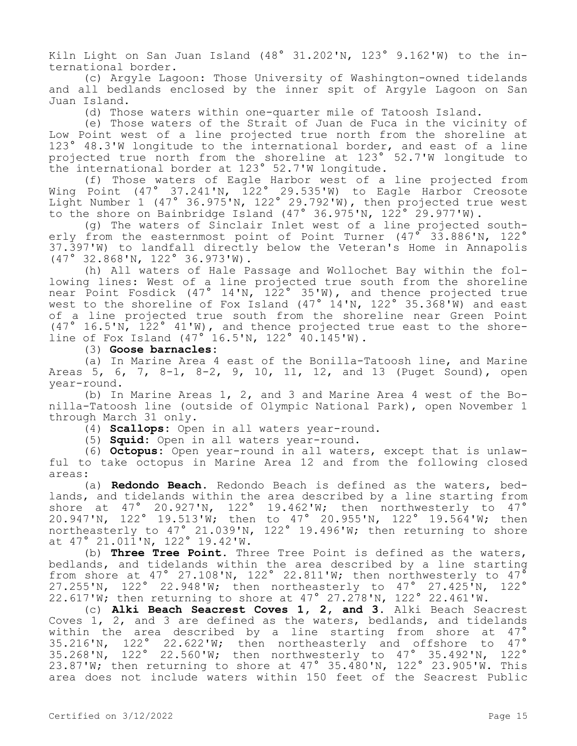Kiln Light on San Juan Island (48° 31.202'N, 123° 9.162'W) to the international border.

(c) Argyle Lagoon: Those University of Washington-owned tidelands and all bedlands enclosed by the inner spit of Argyle Lagoon on San Juan Island.

(d) Those waters within one-quarter mile of Tatoosh Island.

(e) Those waters of the Strait of Juan de Fuca in the vicinity of Low Point west of a line projected true north from the shoreline at 123° 48.3'W longitude to the international border, and east of a line projected true north from the shoreline at 123° 52.7'W longitude to the international border at 123° 52.7'W longitude.

(f) Those waters of Eagle Harbor west of a line projected from Wing Point (47° 37.241'N, 122° 29.535'W) to Eagle Harbor Creosote Light Number 1 (47° 36.975'N, 122° 29.792'W), then projected true west to the shore on Bainbridge Island (47° 36.975'N, 122° 29.977'W).

(g) The waters of Sinclair Inlet west of a line projected southerly from the easternmost point of Point Turner (47° 33.886'N, 122° 37.397'W) to landfall directly below the Veteran's Home in Annapolis (47° 32.868'N, 122° 36.973'W).

(h) All waters of Hale Passage and Wollochet Bay within the following lines: West of a line projected true south from the shoreline near Point Fosdick (47° 14'N, 122° 35'W), and thence projected true west to the shoreline of Fox Island (47° 14'N, 122° 35.368'W) and east of a line projected true south from the shoreline near Green Point (47° 16.5'N, 122° 41'W), and thence projected true east to the shoreline of Fox Island (47° 16.5'N, 122° 40.145'W).

(3) **Goose barnacles**:

(a) In Marine Area 4 east of the Bonilla-Tatoosh line, and Marine Areas 5, 6, 7, 8-1, 8-2, 9, 10, 11, 12, and 13 (Puget Sound), open year-round.

(b) In Marine Areas 1, 2, and 3 and Marine Area 4 west of the Bonilla-Tatoosh line (outside of Olympic National Park), open November 1 through March 31 only.

(4) **Scallops**: Open in all waters year-round.

(5) **Squid**: Open in all waters year-round.

(6) **Octopus**: Open year-round in all waters, except that is unlawful to take octopus in Marine Area 12 and from the following closed areas:

(a) **Redondo Beach**. Redondo Beach is defined as the waters, bedlands, and tidelands within the area described by a line starting from shore at 47° 20.927'N, 122° 19.462'W; then northwesterly to 47° 20.947'N, 122° 19.513'W; then to 47° 20.955'N, 122° 19.564'W; then northeasterly to 47° 21.039'N, 122° 19.496'W; then returning to shore at 47° 21.011'N, 122° 19.42'W.

(b) **Three Tree Point**. Three Tree Point is defined as the waters, bedlands, and tidelands within the area described by a line starting from shore at 47° 27.108'N, 122° 22.811'W; then northwesterly to 47° 27.255'N, 122° 22.948'W; then northeasterly to 47° 27.425'N, 122° 22.617'W; then returning to shore at 47° 27.278'N, 122° 22.461'W.

(c) **Alki Beach Seacrest Coves 1, 2, and 3**. Alki Beach Seacrest Coves 1, 2, and 3 are defined as the waters, bedlands, and tidelands within the area described by a line starting from shore at 47° 35.216'N, 122° 22.622'W; then northeasterly and offshore to 47° 35.268'N, 122° 22.560'W; then northwesterly to 47° 35.492'N, 122° 23.87'W; then returning to shore at 47° 35.480'N, 122° 23.905'W. This area does not include waters within 150 feet of the Seacrest Public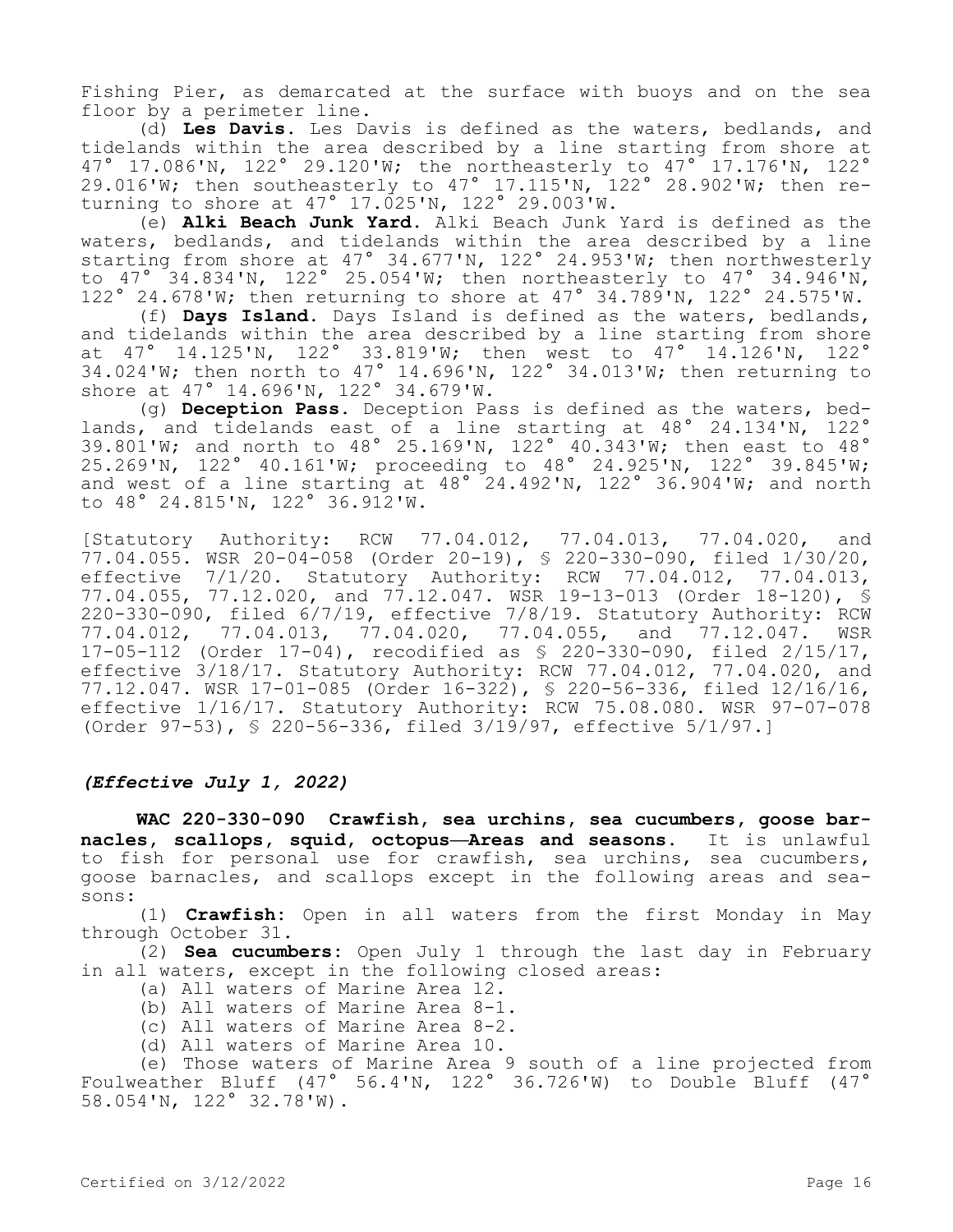Fishing Pier, as demarcated at the surface with buoys and on the sea floor by a perimeter line.

(d) **Les Davis.** Les Davis is defined as the waters, bedlands, and tidelands within the area described by a line starting from shore at 47° 17.086'N, 122° 29.120'W; the northeasterly to 47° 17.176'N, 122° 29.016'W; then southeasterly to 47° 17.115'N, 122° 28.902'W; then returning to shore at 47° 17.025'N, 122° 29.003'W.

(e) **Alki Beach Junk Yard.** Alki Beach Junk Yard is defined as the waters, bedlands, and tidelands within the area described by a line starting from shore at 47° 34.677'N, 122° 24.953'W; then northwesterly to 47° 34.834'N, 122° 25.054'W; then northeasterly to 47° 34.946'N, 122° 24.678'W; then returning to shore at 47° 34.789'N, 122° 24.575'W.

(f) **Days Island.** Days Island is defined as the waters, bedlands, and tidelands within the area described by a line starting from shore at 47° 14.125'N, 122° 33.819'W; then west to 47° 14.126'N, 122° 34.024'W; then north to 47° 14.696'N, 122° 34.013'W; then returning to shore at 47° 14.696'N, 122° 34.679'W.

(g) **Deception Pass.** Deception Pass is defined as the waters, bedlands, and tidelands east of a line starting at 48° 24.134'N, 122° 39.801'W; and north to 48° 25.169'N, 122° 40.343'W; then east to 48° 25.269'N, 122° 40.161'W; proceeding to 48° 24.925'N, 122° 39.845'W; and west of a line starting at 48° 24.492'N, 122° 36.904'W; and north to 48° 24.815'N, 122° 36.912'W.

[Statutory Authority: RCW 77.04.012, 77.04.013, 77.04.020, and 77.04.055. WSR 20-04-058 (Order 20-19), § 220-330-090, filed 1/30/20, effective 7/1/20. Statutory Authority: RCW 77.04.012, 77.04.013, 77.04.055, 77.12.020, and 77.12.047. WSR 19-13-013 (Order 18-120), § 220-330-090, filed 6/7/19, effective 7/8/19. Statutory Authority: RCW 77.04.012, 77.04.013, 77.04.020, 77.04.055, and 77.12.047. WSR 17-05-112 (Order 17-04), recodified as § 220-330-090, filed 2/15/17, effective 3/18/17. Statutory Authority: RCW 77.04.012, 77.04.020, and 77.12.047. WSR 17-01-085 (Order 16-322), § 220-56-336, filed 12/16/16, effective 1/16/17. Statutory Authority: RCW 75.08.080. WSR 97-07-078 (Order 97-53), § 220-56-336, filed 3/19/97, effective 5/1/97.]

*(Effective July 1, 2022)*

**WAC 220-330-090 Crawfish, sea urchins, sea cucumbers, goose barnacles, scallops, squid, octopus—Areas and seasons.** It is unlawful to fish for personal use for crawfish, sea urchins, sea cucumbers, goose barnacles, and scallops except in the following areas and seasons:

(1) **Crawfish:** Open in all waters from the first Monday in May through October 31.

(2) **Sea cucumbers:** Open July 1 through the last day in February in all waters, except in the following closed areas:

(a) All waters of Marine Area 12.

(b) All waters of Marine Area 8-1.

(c) All waters of Marine Area 8-2.

(d) All waters of Marine Area 10.

(e) Those waters of Marine Area 9 south of a line projected from Foulweather Bluff (47° 56.4'N, 122° 36.726'W) to Double Bluff (47° 58.054'N, 122° 32.78'W).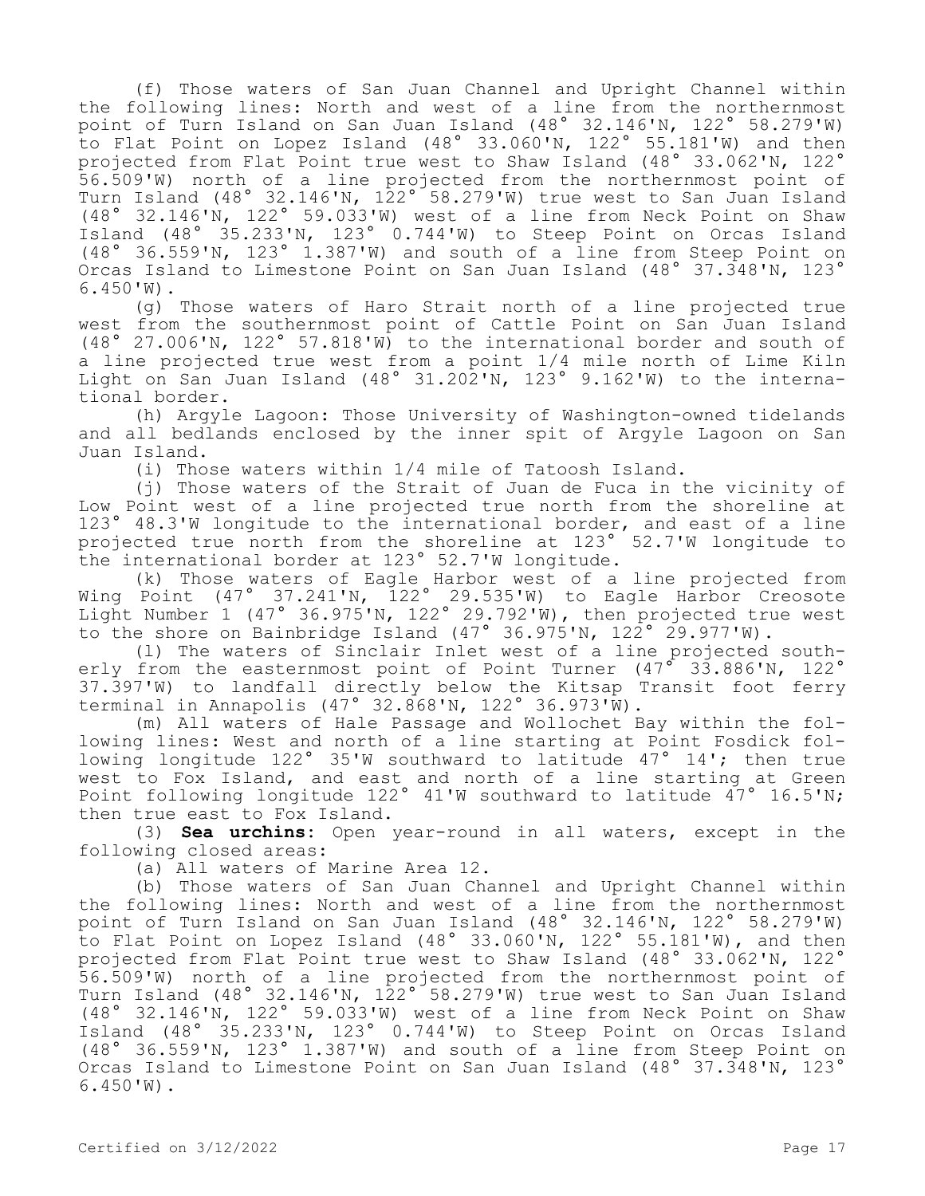(f) Those waters of San Juan Channel and Upright Channel within the following lines: North and west of a line from the northernmost point of Turn Island on San Juan Island (48° 32.146'N, 122° 58.279'W) to Flat Point on Lopez Island (48° 33.060'N, 122° 55.181'W) and then projected from Flat Point true west to Shaw Island (48° 33.062'N, 122° 56.509'W) north of a line projected from the northernmost point of Turn Island (48° 32.146'N, 122° 58.279'W) true west to San Juan Island (48° 32.146'N, 122° 59.033'W) west of a line from Neck Point on Shaw Island (48° 35.233'N, 123° 0.744'W) to Steep Point on Orcas Island (48° 36.559'N, 123° 1.387'W) and south of a line from Steep Point on Orcas Island to Limestone Point on San Juan Island (48° 37.348'N, 123° 6.450'W).

(g) Those waters of Haro Strait north of a line projected true west from the southernmost point of Cattle Point on San Juan Island (48° 27.006'N, 122° 57.818'W) to the international border and south of a line projected true west from a point 1/4 mile north of Lime Kiln Light on San Juan Island (48° 31.202'N, 123° 9.162'W) to the international border.

(h) Argyle Lagoon: Those University of Washington-owned tidelands and all bedlands enclosed by the inner spit of Argyle Lagoon on San Juan Island.

(i) Those waters within 1/4 mile of Tatoosh Island.

(j) Those waters of the Strait of Juan de Fuca in the vicinity of Low Point west of a line projected true north from the shoreline at 123° 48.3'W longitude to the international border, and east of a line projected true north from the shoreline at 123° 52.7'W longitude to the international border at 123° 52.7'W longitude.

(k) Those waters of Eagle Harbor west of a line projected from Wing Point (47° 37.241'N, 122° 29.535'W) to Eagle Harbor Creosote Light Number 1 (47° 36.975'N, 122° 29.792'W), then projected true west to the shore on Bainbridge Island (47° 36.975'N, 122° 29.977'W).

(l) The waters of Sinclair Inlet west of a line projected southerly from the easternmost point of Point Turner (47° 33.886'N, 122° 37.397'W) to landfall directly below the Kitsap Transit foot ferry terminal in Annapolis (47° 32.868'N, 122° 36.973'W).

(m) All waters of Hale Passage and Wollochet Bay within the following lines: West and north of a line starting at Point Fosdick following longitude 122° 35'W southward to latitude 47° 14'; then true west to Fox Island, and east and north of a line starting at Green Point following longitude 122° 41'W southward to latitude 47° 16.5'N; then true east to Fox Island.

(3) **Sea urchins:** Open year-round in all waters, except in the following closed areas:

(a) All waters of Marine Area 12.

(b) Those waters of San Juan Channel and Upright Channel within the following lines: North and west of a line from the northernmost point of Turn Island on San Juan Island (48° 32.146'N, 122° 58.279'W) to Flat Point on Lopez Island (48° 33.060'N, 122° 55.181'W), and then projected from Flat Point true west to Shaw Island (48° 33.062'N, 122° 56.509'W) north of a line projected from the northernmost point of Turn Island (48° 32.146'N, 122° 58.279'W) true west to San Juan Island (48° 32.146'N, 122° 59.033'W) west of a line from Neck Point on Shaw Island (48° 35.233'N, 123° 0.744'W) to Steep Point on Orcas Island (48° 36.559'N, 123° 1.387'W) and south of a line from Steep Point on Orcas Island to Limestone Point on San Juan Island (48° 37.348'N, 123° 6.450'W).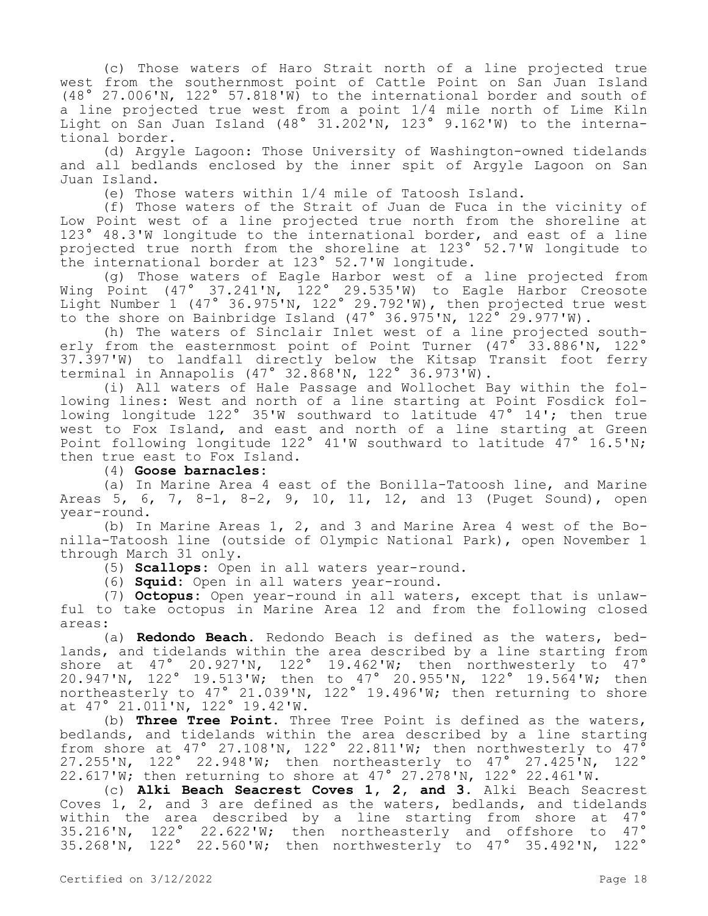(c) Those waters of Haro Strait north of a line projected true west from the southernmost point of Cattle Point on San Juan Island (48° 27.006'N, 122° 57.818'W) to the international border and south of a line projected true west from a point 1/4 mile north of Lime Kiln Light on San Juan Island (48° 31.202'N, 123° 9.162'W) to the international border.

(d) Argyle Lagoon: Those University of Washington-owned tidelands and all bedlands enclosed by the inner spit of Argyle Lagoon on San Juan Island.

(e) Those waters within 1/4 mile of Tatoosh Island.

(f) Those waters of the Strait of Juan de Fuca in the vicinity of Low Point west of a line projected true north from the shoreline at 123° 48.3'W longitude to the international border, and east of a line projected true north from the shoreline at 123° 52.7'W longitude to the international border at 123° 52.7'W longitude.

(g) Those waters of Eagle Harbor west of a line projected from Wing Point (47° 37.241'N, 122° 29.535'W) to Eagle Harbor Creosote Light Number 1 (47° 36.975'N, 122° 29.792'W), then projected true west to the shore on Bainbridge Island (47° 36.975'N, 122° 29.977'W).

(h) The waters of Sinclair Inlet west of a line projected southerly from the easternmost point of Point Turner (47° 33.886'N, 122° 37.397'W) to landfall directly below the Kitsap Transit foot ferry terminal in Annapolis (47° 32.868'N, 122° 36.973'W).

(i) All waters of Hale Passage and Wollochet Bay within the following lines: West and north of a line starting at Point Fosdick following longitude 122° 35'W southward to latitude 47° 14'; then true west to Fox Island, and east and north of a line starting at Green Point following longitude 122° 41'W southward to latitude 47° 16.5'N; then true east to Fox Island.

(4) **Goose barnacles:**

(a) In Marine Area 4 east of the Bonilla-Tatoosh line, and Marine Areas 5, 6, 7, 8-1, 8-2, 9, 10, 11, 12, and 13 (Puget Sound), open year-round.

(b) In Marine Areas 1, 2, and 3 and Marine Area 4 west of the Bonilla-Tatoosh line (outside of Olympic National Park), open November 1 through March 31 only.

(5) **Scallops:** Open in all waters year-round.

(6) **Squid:** Open in all waters year-round.

(7) **Octopus:** Open year-round in all waters, except that is unlawful to take octopus in Marine Area 12 and from the following closed areas:

(a) **Redondo Beach.** Redondo Beach is defined as the waters, bedlands, and tidelands within the area described by a line starting from shore at 47° 20.927'N, 122° 19.462'W; then northwesterly to 47° 20.947'N, 122° 19.513'W; then to 47° 20.955'N, 122° 19.564'W; then northeasterly to 47° 21.039'N, 122° 19.496'W; then returning to shore at 47° 21.011'N, 122° 19.42'W.

(b) **Three Tree Point.** Three Tree Point is defined as the waters, bedlands, and tidelands within the area described by a line starting from shore at 47° 27.108'N, 122° 22.811'W; then northwesterly to 47° 27.255'N, 122° 22.948'W; then northeasterly to 47° 27.425'N, 122° 22.617'W; then returning to shore at 47° 27.278'N, 122° 22.461'W.

(c) **Alki Beach Seacrest Coves 1, 2, and 3.** Alki Beach Seacrest Coves 1, 2, and 3 are defined as the waters, bedlands, and tidelands within the area described by a line starting from shore at 47° 35.216'N, 122° 22.622'W; then northeasterly and offshore to 47° 35.268'N, 122° 22.560'W; then northwesterly to 47° 35.492'N, 122°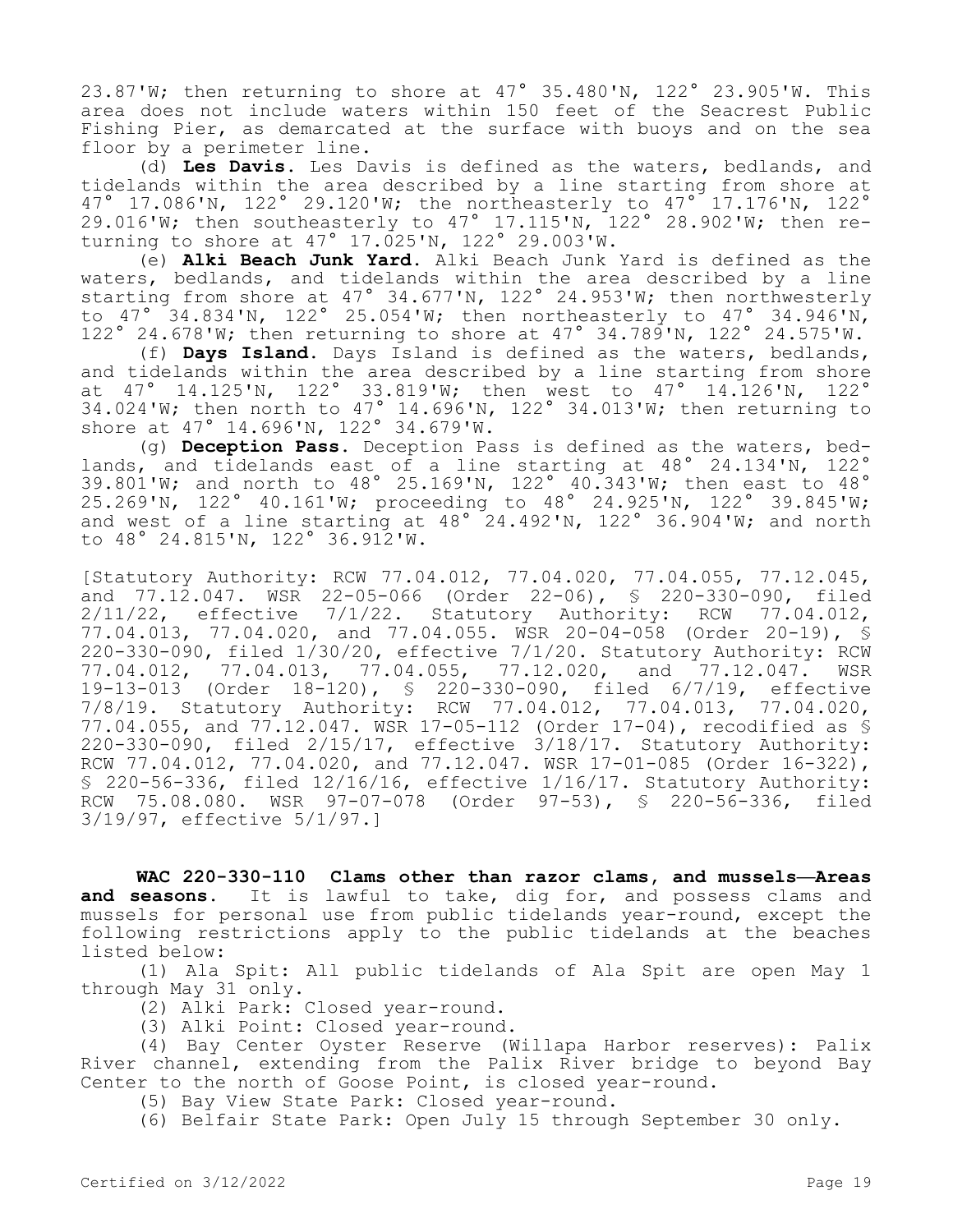23.87'W; then returning to shore at 47° 35.480'N, 122° 23.905'W. This area does not include waters within 150 feet of the Seacrest Public Fishing Pier, as demarcated at the surface with buoys and on the sea floor by a perimeter line.

(d) **Les Davis.** Les Davis is defined as the waters, bedlands, and tidelands within the area described by a line starting from shore at 47° 17.086'N, 122° 29.120'W; the northeasterly to 47° 17.176'N, 122° 29.016'W; then southeasterly to 47° 17.115'N, 122° 28.902'W; then returning to shore at 47° 17.025'N, 122° 29.003'W.

(e) **Alki Beach Junk Yard.** Alki Beach Junk Yard is defined as the waters, bedlands, and tidelands within the area described by a line starting from shore at 47° 34.677'N, 122° 24.953'W; then northwesterly to 47° 34.834'N, 122° 25.054'W; then northeasterly to 47° 34.946'N, 122° 24.678'W; then returning to shore at 47° 34.789'N, 122° 24.575'W.

(f) **Days Island.** Days Island is defined as the waters, bedlands, and tidelands within the area described by a line starting from shore at 47° 14.125'N, 122° 33.819'W; then west to 47° 14.126'N, 122° 34.024'W; then north to 47° 14.696'N, 122° 34.013'W; then returning to shore at 47° 14.696'N, 122° 34.679'W.

(g) **Deception Pass.** Deception Pass is defined as the waters, bedlands, and tidelands east of a line starting at 48° 24.134'N, 122° 39.801'W; and north to 48° 25.169'N, 122° 40.343'W; then east to 48° 25.269'N, 122° 40.161'W; proceeding to 48° 24.925'N, 122° 39.845'W; and west of a line starting at 48° 24.492'N, 122° 36.904'W; and north to 48° 24.815'N, 122° 36.912'W.

[Statutory Authority: RCW 77.04.012, 77.04.020, 77.04.055, 77.12.045, and 77.12.047. WSR 22-05-066 (Order 22-06), § 220-330-090, filed 2/11/22, effective 7/1/22. Statutory Authority: RCW 77.04.012, 77.04.013, 77.04.020, and 77.04.055. WSR 20-04-058 (Order 20-19), § 220-330-090, filed 1/30/20, effective 7/1/20. Statutory Authority: RCW 77.04.012, 77.04.013, 77.04.055, 77.12.020, and 77.12.047. WSR 19-13-013 (Order 18-120), § 220-330-090, filed 6/7/19, effective 7/8/19. Statutory Authority: RCW 77.04.012, 77.04.013, 77.04.020, 77.04.055, and 77.12.047. WSR 17-05-112 (Order 17-04), recodified as § 220-330-090, filed 2/15/17, effective 3/18/17. Statutory Authority: RCW 77.04.012, 77.04.020, and 77.12.047. WSR 17-01-085 (Order 16-322), § 220-56-336, filed 12/16/16, effective 1/16/17. Statutory Authority: RCW 75.08.080. WSR 97-07-078 (Order 97-53), § 220-56-336, filed 3/19/97, effective 5/1/97.]

**WAC 220-330-110 Clams other than razor clams, and mussels—Areas and seasons.** It is lawful to take, dig for, and possess clams and mussels for personal use from public tidelands year-round, except the following restrictions apply to the public tidelands at the beaches listed below:

(1) Ala Spit: All public tidelands of Ala Spit are open May 1 through May 31 only.

(2) Alki Park: Closed year-round.

(3) Alki Point: Closed year-round.

(4) Bay Center Oyster Reserve (Willapa Harbor reserves): Palix River channel, extending from the Palix River bridge to beyond Bay Center to the north of Goose Point, is closed year-round.

(5) Bay View State Park: Closed year-round.

(6) Belfair State Park: Open July 15 through September 30 only.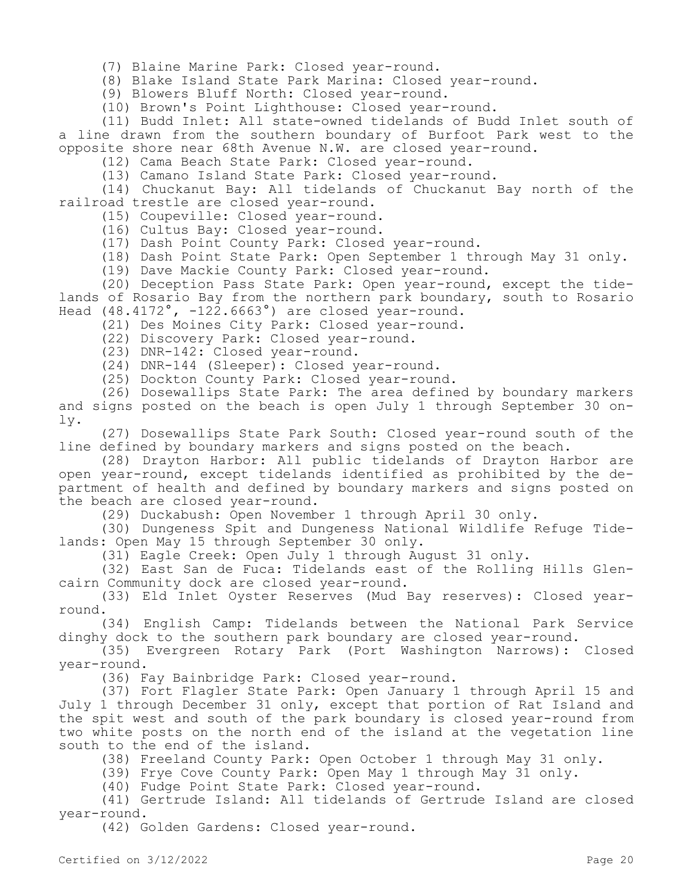(7) Blaine Marine Park: Closed year-round.

(8) Blake Island State Park Marina: Closed year-round.

(9) Blowers Bluff North: Closed year-round.

(10) Brown's Point Lighthouse: Closed year-round.

(11) Budd Inlet: All state-owned tidelands of Budd Inlet south of a line drawn from the southern boundary of Burfoot Park west to the opposite shore near 68th Avenue N.W. are closed year-round.

(12) Cama Beach State Park: Closed year-round.

(13) Camano Island State Park: Closed year-round.

(14) Chuckanut Bay: All tidelands of Chuckanut Bay north of the railroad trestle are closed year-round.

(15) Coupeville: Closed year-round.

(16) Cultus Bay: Closed year-round.

(17) Dash Point County Park: Closed year-round.

(18) Dash Point State Park: Open September 1 through May 31 only.

(19) Dave Mackie County Park: Closed year-round.

(20) Deception Pass State Park: Open year-round, except the tidelands of Rosario Bay from the northern park boundary, south to Rosario Head (48.4172°, -122.6663°) are closed year-round.

(21) Des Moines City Park: Closed year-round.

(22) Discovery Park: Closed year-round.

(23) DNR-142: Closed year-round.

(24) DNR-144 (Sleeper): Closed year-round.

(25) Dockton County Park: Closed year-round.

(26) Dosewallips State Park: The area defined by boundary markers and signs posted on the beach is open July 1 through September 30 only.

(27) Dosewallips State Park South: Closed year-round south of the line defined by boundary markers and signs posted on the beach.

(28) Drayton Harbor: All public tidelands of Drayton Harbor are open year-round, except tidelands identified as prohibited by the department of health and defined by boundary markers and signs posted on the beach are closed year-round.

(29) Duckabush: Open November 1 through April 30 only.

(30) Dungeness Spit and Dungeness National Wildlife Refuge Tidelands: Open May 15 through September 30 only.

(31) Eagle Creek: Open July 1 through August 31 only.

(32) East San de Fuca: Tidelands east of the Rolling Hills Glencairn Community dock are closed year-round.

(33) Eld Inlet Oyster Reserves (Mud Bay reserves): Closed year-round.

(34) English Camp: Tidelands between the National Park Service dinghy dock to the southern park boundary are closed year-round.

(35) Evergreen Rotary Park (Port Washington Narrows): Closed year-round.

(36) Fay Bainbridge Park: Closed year-round.

(37) Fort Flagler State Park: Open January 1 through April 15 and July 1 through December 31 only, except that portion of Rat Island and the spit west and south of the park boundary is closed year-round from two white posts on the north end of the island at the vegetation line south to the end of the island.

(38) Freeland County Park: Open October 1 through May 31 only.

(39) Frye Cove County Park: Open May 1 through May 31 only.

(40) Fudge Point State Park: Closed year-round.

(41) Gertrude Island: All tidelands of Gertrude Island are closed year-round.

(42) Golden Gardens: Closed year-round.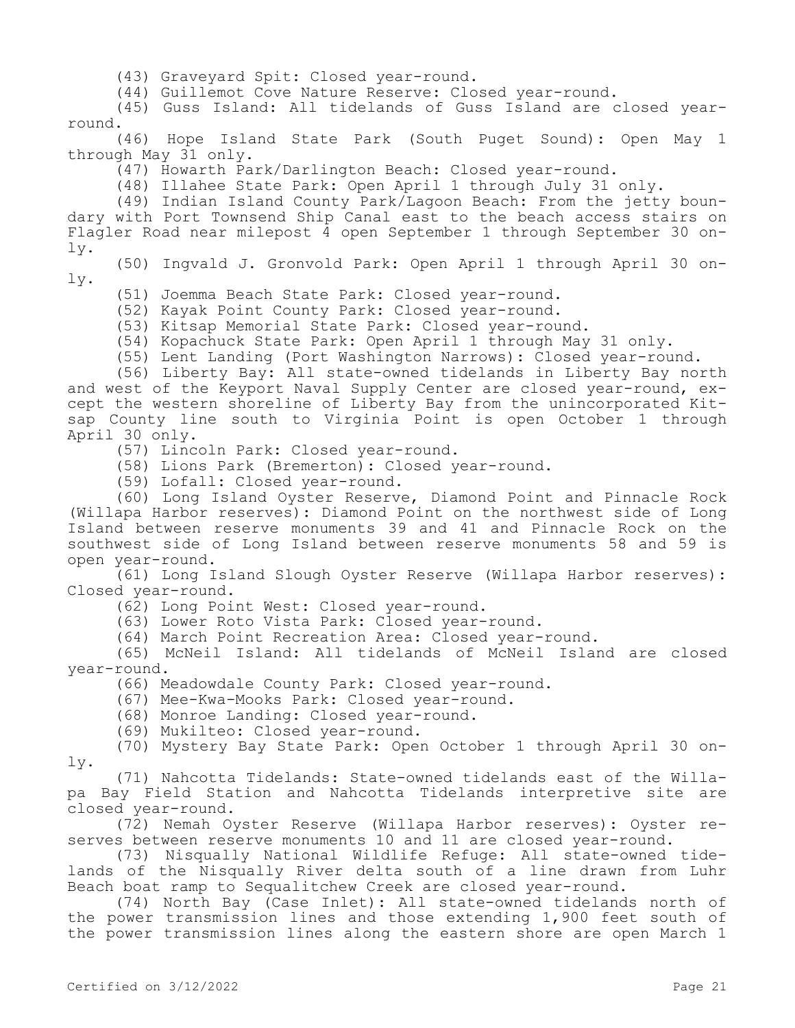(43) Graveyard Spit: Closed year-round.

(44) Guillemot Cove Nature Reserve: Closed year-round.

(45) Guss Island: All tidelands of Guss Island are closed year-round.

(46) Hope Island State Park (South Puget Sound): Open May 1 through May 31 only.

(47) Howarth Park/Darlington Beach: Closed year-round.

(48) Illahee State Park: Open April 1 through July 31 only.

(49) Indian Island County Park/Lagoon Beach: From the jetty boundary with Port Townsend Ship Canal east to the beach access stairs on Flagler Road near milepost 4 open September 1 through September 30 only.

(50) Ingvald J. Gronvold Park: Open April 1 through April 30 only.

(51) Joemma Beach State Park: Closed year-round.

(52) Kayak Point County Park: Closed year-round.

(53) Kitsap Memorial State Park: Closed year-round.

(54) Kopachuck State Park: Open April 1 through May 31 only.

(55) Lent Landing (Port Washington Narrows): Closed year-round.

(56) Liberty Bay: All state-owned tidelands in Liberty Bay north and west of the Keyport Naval Supply Center are closed year-round, except the western shoreline of Liberty Bay from the unincorporated Kitsap County line south to Virginia Point is open October 1 through April 30 only.

(57) Lincoln Park: Closed year-round.

(58) Lions Park (Bremerton): Closed year-round.

(59) Lofall: Closed year-round.

(60) Long Island Oyster Reserve, Diamond Point and Pinnacle Rock (Willapa Harbor reserves): Diamond Point on the northwest side of Long Island between reserve monuments 39 and 41 and Pinnacle Rock on the southwest side of Long Island between reserve monuments 58 and 59 is open year-round.

(61) Long Island Slough Oyster Reserve (Willapa Harbor reserves): Closed year-round.

(62) Long Point West: Closed year-round.

(63) Lower Roto Vista Park: Closed year-round.

(64) March Point Recreation Area: Closed year-round.

(65) McNeil Island: All tidelands of McNeil Island are closed year-round.

(66) Meadowdale County Park: Closed year-round.

(67) Mee-Kwa-Mooks Park: Closed year-round.

(68) Monroe Landing: Closed year-round.

(69) Mukilteo: Closed year-round.

(70) Mystery Bay State Park: Open October 1 through April 30 only.

(71) Nahcotta Tidelands: State-owned tidelands east of the Willapa Bay Field Station and Nahcotta Tidelands interpretive site are closed year-round.

(72) Nemah Oyster Reserve (Willapa Harbor reserves): Oyster reserves between reserve monuments 10 and 11 are closed year-round.

(73) Nisqually National Wildlife Refuge: All state-owned tidelands of the Nisqually River delta south of a line drawn from Luhr Beach boat ramp to Sequalitchew Creek are closed year-round.

(74) North Bay (Case Inlet): All state-owned tidelands north of the power transmission lines and those extending 1,900 feet south of the power transmission lines along the eastern shore are open March 1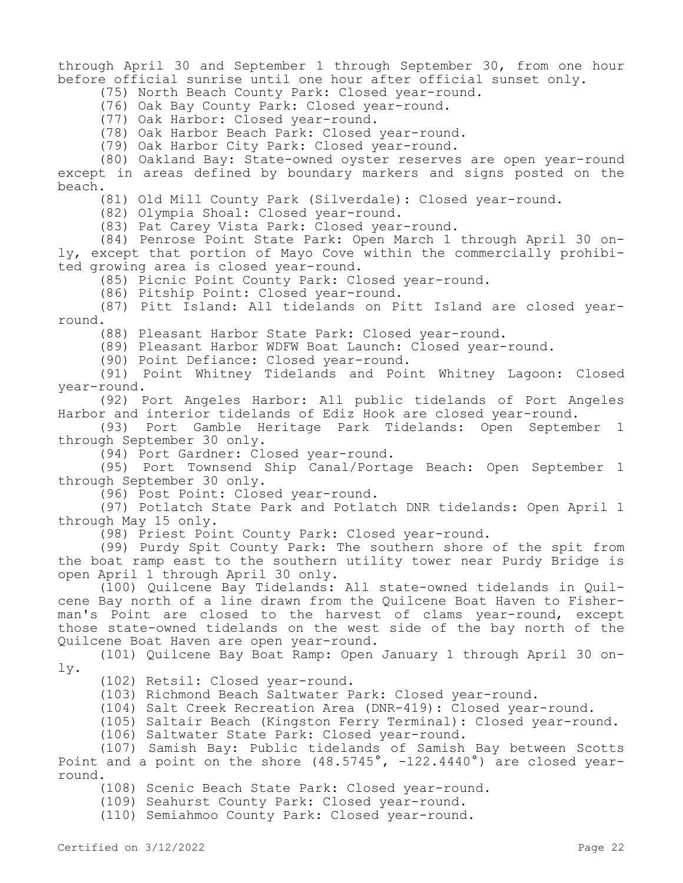through April 30 and September 1 through September 30, from one hour before official sunrise until one hour after official sunset only.

(75) North Beach County Park: Closed year-round.

(76) Oak Bay County Park: Closed year-round.

(77) Oak Harbor: Closed year-round.

(78) Oak Harbor Beach Park: Closed year-round.

(79) Oak Harbor City Park: Closed year-round.

(80) Oakland Bay: State-owned oyster reserves are open year-round except in areas defined by boundary markers and signs posted on the beach.

(81) Old Mill County Park (Silverdale): Closed year-round.

(82) Olympia Shoal: Closed year-round.

(83) Pat Carey Vista Park: Closed year-round.

(84) Penrose Point State Park: Open March 1 through April 30 only, except that portion of Mayo Cove within the commercially prohibited growing area is closed year-round.

(85) Picnic Point County Park: Closed year-round.

(86) Pitship Point: Closed year-round.

(87) Pitt Island: All tidelands on Pitt Island are closed year-round.

(88) Pleasant Harbor State Park: Closed year-round.

(89) Pleasant Harbor WDFW Boat Launch: Closed year-round.

(90) Point Defiance: Closed year-round.

(91) Point Whitney Tidelands and Point Whitney Lagoon: Closed year-round.

(92) Port Angeles Harbor: All public tidelands of Port Angeles Harbor and interior tidelands of Ediz Hook are closed year-round.

(93) Port Gamble Heritage Park Tidelands: Open September 1 through September 30 only.

(94) Port Gardner: Closed year-round.

(95) Port Townsend Ship Canal/Portage Beach: Open September 1 through September 30 only.

(96) Post Point: Closed year-round.

(97) Potlatch State Park and Potlatch DNR tidelands: Open April 1 through May 15 only.

(98) Priest Point County Park: Closed year-round.

(99) Purdy Spit County Park: The southern shore of the spit from the boat ramp east to the southern utility tower near Purdy Bridge is open April 1 through April 30 only.

(100) Quilcene Bay Tidelands: All state-owned tidelands in Quilcene Bay north of a line drawn from the Quilcene Boat Haven to Fisherman's Point are closed to the harvest of clams year-round, except those state-owned tidelands on the west side of the bay north of the Quilcene Boat Haven are open year-round.

(101) Quilcene Bay Boat Ramp: Open January 1 through April 30 only.

(102) Retsil: Closed year-round.

(103) Richmond Beach Saltwater Park: Closed year-round.

(104) Salt Creek Recreation Area (DNR-419): Closed year-round.

(105) Saltair Beach (Kingston Ferry Terminal): Closed year-round.

(106) Saltwater State Park: Closed year-round.

(107) Samish Bay: Public tidelands of Samish Bay between Scotts Point and a point on the shore (48.5745°, -122.4440°) are closed year-round.

(108) Scenic Beach State Park: Closed year-round.

(109) Seahurst County Park: Closed year-round.

(110) Semiahmoo County Park: Closed year-round.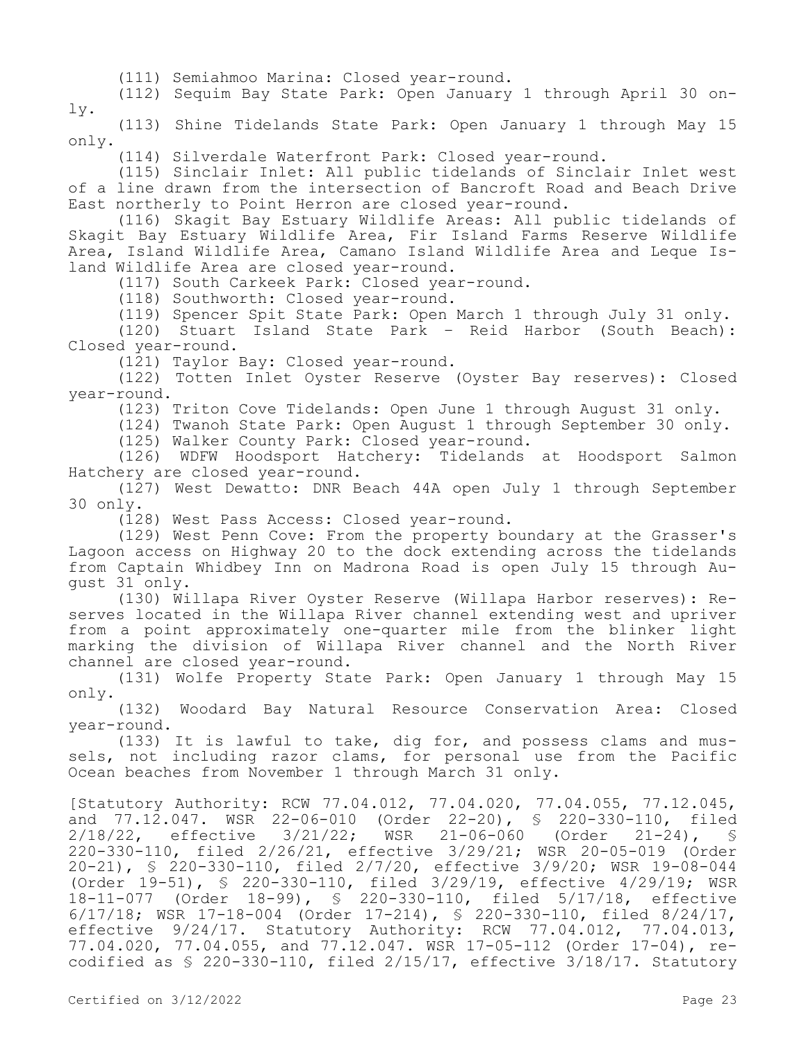(111) Semiahmoo Marina: Closed year-round.

(112) Sequim Bay State Park: Open January 1 through April 30 only.

(113) Shine Tidelands State Park: Open January 1 through May 15 only.

(114) Silverdale Waterfront Park: Closed year-round.

(115) Sinclair Inlet: All public tidelands of Sinclair Inlet west of a line drawn from the intersection of Bancroft Road and Beach Drive East northerly to Point Herron are closed year-round.

(116) Skagit Bay Estuary Wildlife Areas: All public tidelands of Skagit Bay Estuary Wildlife Area, Fir Island Farms Reserve Wildlife Area, Island Wildlife Area, Camano Island Wildlife Area and Leque Island Wildlife Area are closed year-round.

(117) South Carkeek Park: Closed year-round.

(118) Southworth: Closed year-round.

(119) Spencer Spit State Park: Open March 1 through July 31 only.

(120) Stuart Island State Park - Reid Harbor (South Beach): Closed year-round.

(121) Taylor Bay: Closed year-round.

(122) Totten Inlet Oyster Reserve (Oyster Bay reserves): Closed year-round.

(123) Triton Cove Tidelands: Open June 1 through August 31 only.

(124) Twanoh State Park: Open August 1 through September 30 only.

(125) Walker County Park: Closed year-round.

(126) WDFW Hoodsport Hatchery: Tidelands at Hoodsport Salmon Hatchery are closed year-round.

(127) West Dewatto: DNR Beach 44A open July 1 through September 30 only.

(128) West Pass Access: Closed year-round.

(129) West Penn Cove: From the property boundary at the Grasser's Lagoon access on Highway 20 to the dock extending across the tidelands from Captain Whidbey Inn on Madrona Road is open July 15 through August 31 only.

(130) Willapa River Oyster Reserve (Willapa Harbor reserves): Reserves located in the Willapa River channel extending west and upriver from a point approximately one-quarter mile from the blinker light marking the division of Willapa River channel and the North River channel are closed year-round.

(131) Wolfe Property State Park: Open January 1 through May 15 only.

(132) Woodard Bay Natural Resource Conservation Area: Closed year-round.

(133) It is lawful to take, dig for, and possess clams and mussels, not including razor clams, for personal use from the Pacific Ocean beaches from November 1 through March 31 only.

[Statutory Authority: RCW 77.04.012, 77.04.020, 77.04.055, 77.12.045, and 77.12.047. WSR 22-06-010 (Order 22-20), § 220-330-110, filed 2/18/22, effective 3/21/22; WSR 21-06-060 (Order 21-24), § 220-330-110, filed 2/26/21, effective 3/29/21; WSR 20-05-019 (Order 20-21), § 220-330-110, filed 2/7/20, effective 3/9/20; WSR 19-08-044 (Order 19-51), § 220-330-110, filed 3/29/19, effective 4/29/19; WSR 18-11-077 (Order 18-99), § 220-330-110, filed 5/17/18, effective 6/17/18; WSR 17-18-004 (Order 17-214), § 220-330-110, filed 8/24/17, effective 9/24/17. Statutory Authority: RCW 77.04.012, 77.04.013, 77.04.020, 77.04.055, and 77.12.047. WSR 17-05-112 (Order 17-04), recodified as § 220-330-110, filed 2/15/17, effective 3/18/17. Statutory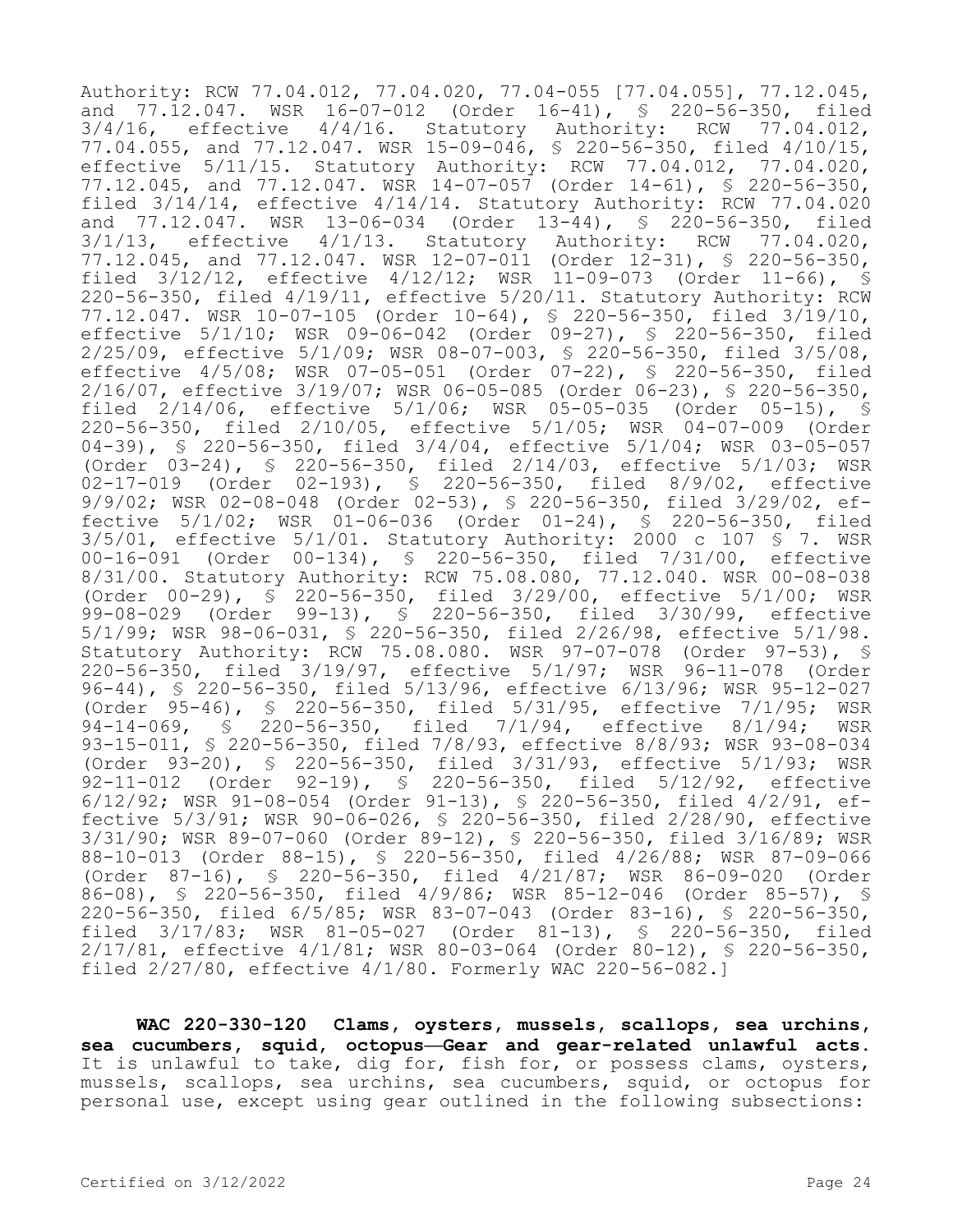Authority: RCW 77.04.012, 77.04.020, 77.04-055 [77.04.055], 77.12.045, and 77.12.047. WSR 16-07-012 (Order 16-41), § 220-56-350, filed 3/4/16, effective 4/4/16. Statutory Authority: RCW 77.04.012, 77.04.055, and 77.12.047. WSR 15-09-046, § 220-56-350, filed 4/10/15, effective 5/11/15. Statutory Authority: RCW 77.04.012, 77.04.020, 77.12.045, and 77.12.047. WSR 14-07-057 (Order 14-61), § 220-56-350, filed 3/14/14, effective 4/14/14. Statutory Authority: RCW 77.04.020 and 77.12.047. WSR 13-06-034 (Order 13-44), § 220-56-350, filed 3/1/13, effective 4/1/13. Statutory Authority: RCW 77.04.020, 77.12.045, and 77.12.047. WSR 12-07-011 (Order 12-31), § 220-56-350, filed 3/12/12, effective 4/12/12; WSR 11-09-073 (Order 11-66), § 220-56-350, filed 4/19/11, effective 5/20/11. Statutory Authority: RCW 77.12.047. WSR 10-07-105 (Order 10-64), § 220-56-350, filed 3/19/10, effective 5/1/10; WSR 09-06-042 (Order 09-27), § 220-56-350, filed 2/25/09, effective 5/1/09; WSR 08-07-003, § 220-56-350, filed 3/5/08, effective 4/5/08; WSR 07-05-051 (Order 07-22), § 220-56-350, filed 2/16/07, effective 3/19/07; WSR 06-05-085 (Order 06-23), § 220-56-350, filed 2/14/06, effective 5/1/06; WSR 05-05-035 (Order 05-15), § 220-56-350, filed 2/10/05, effective 5/1/05; WSR 04-07-009 (Order 04-39), § 220-56-350, filed 3/4/04, effective 5/1/04; WSR 03-05-057 (Order 03-24), § 220-56-350, filed 2/14/03, effective 5/1/03; WSR 02-17-019 (Order 02-193), § 220-56-350, filed 8/9/02, effective 9/9/02; WSR 02-08-048 (Order 02-53), § 220-56-350, filed 3/29/02, effective 5/1/02; WSR 01-06-036 (Order 01-24), § 220-56-350, filed 3/5/01, effective 5/1/01. Statutory Authority: 2000 c 107 § 7. WSR 00-16-091 (Order 00-134), § 220-56-350, filed 7/31/00, effective 8/31/00. Statutory Authority: RCW 75.08.080, 77.12.040. WSR 00-08-038 (Order 00-29), § 220-56-350, filed 3/29/00, effective 5/1/00; WSR 99-08-029 (Order 99-13), § 220-56-350, filed 3/30/99, effective 5/1/99; WSR 98-06-031, § 220-56-350, filed 2/26/98, effective 5/1/98. Statutory Authority: RCW 75.08.080. WSR 97-07-078 (Order 97-53), § 220-56-350, filed 3/19/97, effective 5/1/97; WSR 96-11-078 (Order 96-44), § 220-56-350, filed 5/13/96, effective 6/13/96; WSR 95-12-027 (Order 95-46), § 220-56-350, filed 5/31/95, effective 7/1/95; WSR 94-14-069, § 220-56-350, filed 7/1/94, effective 8/1/94; WSR 93-15-011, § 220-56-350, filed 7/8/93, effective 8/8/93; WSR 93-08-034 (Order 93-20), § 220-56-350, filed 3/31/93, effective 5/1/93; WSR 92-11-012 (Order 92-19), § 220-56-350, filed 5/12/92, effective 6/12/92; WSR 91-08-054 (Order 91-13), § 220-56-350, filed 4/2/91, effective 5/3/91; WSR 90-06-026, § 220-56-350, filed 2/28/90, effective 3/31/90; WSR 89-07-060 (Order 89-12), § 220-56-350, filed 3/16/89; WSR 88-10-013 (Order 88-15), § 220-56-350, filed 4/26/88; WSR 87-09-066 (Order 87-16), § 220-56-350, filed 4/21/87; WSR 86-09-020 (Order 86-08), § 220-56-350, filed 4/9/86; WSR 85-12-046 (Order 85-57), § 220-56-350, filed 6/5/85; WSR 83-07-043 (Order 83-16), § 220-56-350, filed 3/17/83; WSR 81-05-027 (Order 81-13), § 220-56-350, filed 2/17/81, effective 4/1/81; WSR 80-03-064 (Order 80-12), § 220-56-350, filed 2/27/80, effective 4/1/80. Formerly WAC 220-56-082.]

**WAC 220-330-120 Clams, oysters, mussels, scallops, sea urchins, sea cucumbers, squid, octopus—Gear and gear-related unlawful acts.** It is unlawful to take, dig for, fish for, or possess clams, oysters, mussels, scallops, sea urchins, sea cucumbers, squid, or octopus for personal use, except using gear outlined in the following subsections: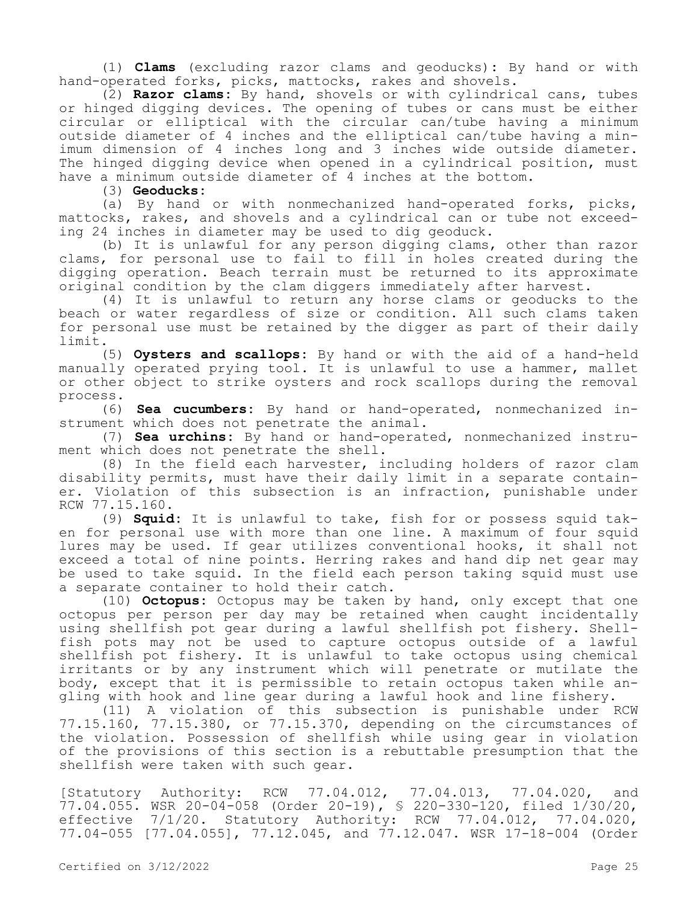(1) **Clams** (excluding razor clams and geoducks): By hand or with hand-operated forks, picks, mattocks, rakes and shovels.

(2) **Razor clams**: By hand, shovels or with cylindrical cans, tubes or hinged digging devices. The opening of tubes or cans must be either circular or elliptical with the circular can/tube having a minimum outside diameter of 4 inches and the elliptical can/tube having a minimum dimension of 4 inches long and 3 inches wide outside diameter. The hinged digging device when opened in a cylindrical position, must have a minimum outside diameter of 4 inches at the bottom.

(3) **Geoducks**:

(a) By hand or with nonmechanized hand-operated forks, picks, mattocks, rakes, and shovels and a cylindrical can or tube not exceeding 24 inches in diameter may be used to dig geoduck.

(b) It is unlawful for any person digging clams, other than razor clams, for personal use to fail to fill in holes created during the digging operation. Beach terrain must be returned to its approximate original condition by the clam diggers immediately after harvest.

(4) It is unlawful to return any horse clams or geoducks to the beach or water regardless of size or condition. All such clams taken for personal use must be retained by the digger as part of their daily limit.

(5) **Oysters and scallops**: By hand or with the aid of a hand-held manually operated prying tool. It is unlawful to use a hammer, mallet or other object to strike oysters and rock scallops during the removal process.

(6) **Sea cucumbers**: By hand or hand-operated, nonmechanized instrument which does not penetrate the animal.

(7) **Sea urchins**: By hand or hand-operated, nonmechanized instrument which does not penetrate the shell.

(8) In the field each harvester, including holders of razor clam disability permits, must have their daily limit in a separate container. Violation of this subsection is an infraction, punishable under RCW 77.15.160.

(9) **Squid**: It is unlawful to take, fish for or possess squid taken for personal use with more than one line. A maximum of four squid lures may be used. If gear utilizes conventional hooks, it shall not exceed a total of nine points. Herring rakes and hand dip net gear may be used to take squid. In the field each person taking squid must use a separate container to hold their catch.

(10) **Octopus**: Octopus may be taken by hand, only except that one octopus per person per day may be retained when caught incidentally using shellfish pot gear during a lawful shellfish pot fishery. Shellfish pots may not be used to capture octopus outside of a lawful shellfish pot fishery. It is unlawful to take octopus using chemical irritants or by any instrument which will penetrate or mutilate the body, except that it is permissible to retain octopus taken while angling with hook and line gear during a lawful hook and line fishery.

(11) A violation of this subsection is punishable under RCW 77.15.160, 77.15.380, or 77.15.370, depending on the circumstances of the violation. Possession of shellfish while using gear in violation of the provisions of this section is a rebuttable presumption that the shellfish were taken with such gear.

[Statutory Authority: RCW 77.04.012, 77.04.013, 77.04.020, and 77.04.055. WSR 20-04-058 (Order 20-19), § 220-330-120, filed 1/30/20, effective 7/1/20. Statutory Authority: RCW 77.04.012, 77.04.020, 77.04-055 [77.04.055], 77.12.045, and 77.12.047. WSR 17-18-004 (Order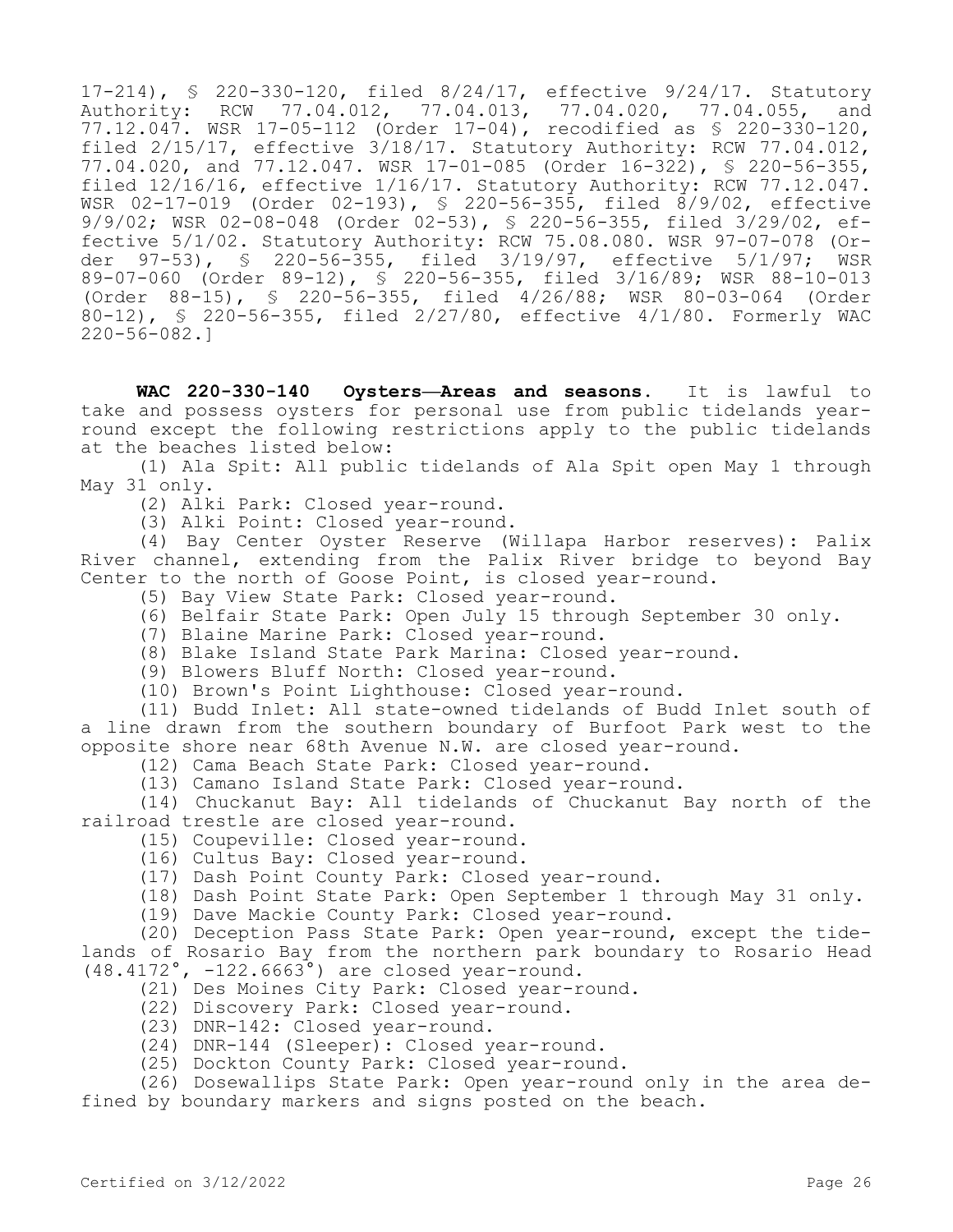17-214), § 220-330-120, filed 8/24/17, effective 9/24/17. Statutory Authority: RCW 77.04.012, 77.04.013, 77.04.020, 77.04.055, and 77.12.047. WSR 17-05-112 (Order 17-04), recodified as § 220-330-120, filed 2/15/17, effective 3/18/17. Statutory Authority: RCW 77.04.012, 77.04.020, and 77.12.047. WSR 17-01-085 (Order 16-322), § 220-56-355, filed 12/16/16, effective 1/16/17. Statutory Authority: RCW 77.12.047. WSR 02-17-019 (Order 02-193), § 220-56-355, filed 8/9/02, effective 9/9/02; WSR 02-08-048 (Order 02-53), § 220-56-355, filed 3/29/02, effective 5/1/02. Statutory Authority: RCW 75.08.080. WSR 97-07-078 (Order 97-53), § 220-56-355, filed 3/19/97, effective 5/1/97; WSR 89-07-060 (Order 89-12), § 220-56-355, filed 3/16/89; WSR 88-10-013 (Order 88-15), § 220-56-355, filed 4/26/88; WSR 80-03-064 (Order 80-12), § 220-56-355, filed 2/27/80, effective 4/1/80. Formerly WAC 220-56-082.]

**WAC 220-330-140 Oysters—Areas and seasons.** It is lawful to take and possess oysters for personal use from public tidelands year-round except the following restrictions apply to the public tidelands at the beaches listed below:

(1) Ala Spit: All public tidelands of Ala Spit open May 1 through May 31 only.

(2) Alki Park: Closed year-round.

(3) Alki Point: Closed year-round.

(4) Bay Center Oyster Reserve (Willapa Harbor reserves): Palix River channel, extending from the Palix River bridge to beyond Bay Center to the north of Goose Point, is closed year-round.

(5) Bay View State Park: Closed year-round.

(6) Belfair State Park: Open July 15 through September 30 only.

(7) Blaine Marine Park: Closed year-round.

(8) Blake Island State Park Marina: Closed year-round.

(9) Blowers Bluff North: Closed year-round.

(10) Brown's Point Lighthouse: Closed year-round.

(11) Budd Inlet: All state-owned tidelands of Budd Inlet south of a line drawn from the southern boundary of Burfoot Park west to the opposite shore near 68th Avenue N.W. are closed year-round.

(12) Cama Beach State Park: Closed year-round.

(13) Camano Island State Park: Closed year-round.

(14) Chuckanut Bay: All tidelands of Chuckanut Bay north of the railroad trestle are closed year-round.

(15) Coupeville: Closed year-round.

(16) Cultus Bay: Closed year-round.

(17) Dash Point County Park: Closed year-round.

(18) Dash Point State Park: Open September 1 through May 31 only.

(19) Dave Mackie County Park: Closed year-round.

(20) Deception Pass State Park: Open year-round, except the tidelands of Rosario Bay from the northern park boundary to Rosario Head (48.4172°, -122.6663°) are closed year-round.

(21) Des Moines City Park: Closed year-round.

(22) Discovery Park: Closed year-round.

(23) DNR-142: Closed year-round.

(24) DNR-144 (Sleeper): Closed year-round.

(25) Dockton County Park: Closed year-round.

(26) Dosewallips State Park: Open year-round only in the area defined by boundary markers and signs posted on the beach.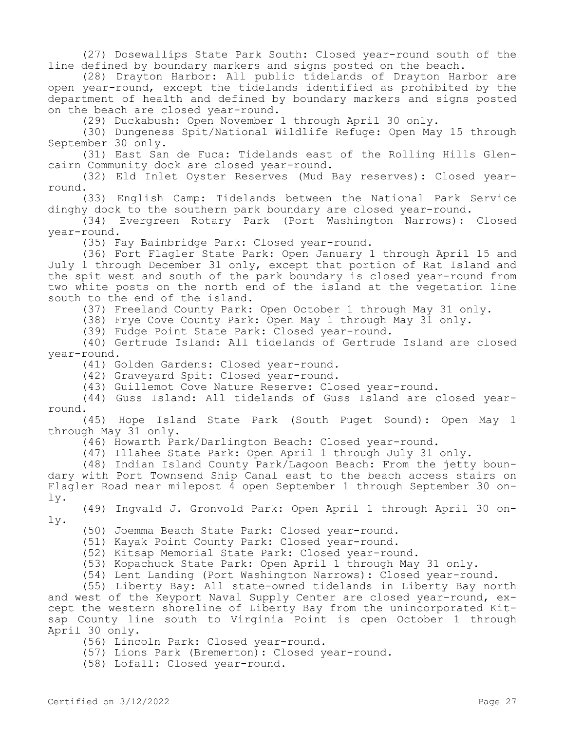(27) Dosewallips State Park South: Closed year-round south of the line defined by boundary markers and signs posted on the beach.

(28) Drayton Harbor: All public tidelands of Drayton Harbor are open year-round, except the tidelands identified as prohibited by the department of health and defined by boundary markers and signs posted on the beach are closed year-round.

(29) Duckabush: Open November 1 through April 30 only.

(30) Dungeness Spit/National Wildlife Refuge: Open May 15 through September 30 only.

(31) East San de Fuca: Tidelands east of the Rolling Hills Glencairn Community dock are closed year-round.

(32) Eld Inlet Oyster Reserves (Mud Bay reserves): Closed year-round.

(33) English Camp: Tidelands between the National Park Service dinghy dock to the southern park boundary are closed year-round.

(34) Evergreen Rotary Park (Port Washington Narrows): Closed year-round.

(35) Fay Bainbridge Park: Closed year-round.

(36) Fort Flagler State Park: Open January 1 through April 15 and July 1 through December 31 only, except that portion of Rat Island and the spit west and south of the park boundary is closed year-round from two white posts on the north end of the island at the vegetation line south to the end of the island.

(37) Freeland County Park: Open October 1 through May 31 only.

(38) Frye Cove County Park: Open May 1 through May 31 only.

(39) Fudge Point State Park: Closed year-round.

(40) Gertrude Island: All tidelands of Gertrude Island are closed year-round.

(41) Golden Gardens: Closed year-round.

(42) Graveyard Spit: Closed year-round.

(43) Guillemot Cove Nature Reserve: Closed year-round.

(44) Guss Island: All tidelands of Guss Island are closed year-round.

(45) Hope Island State Park (South Puget Sound): Open May 1 through May 31 only.

(46) Howarth Park/Darlington Beach: Closed year-round.

(47) Illahee State Park: Open April 1 through July 31 only.

(48) Indian Island County Park/Lagoon Beach: From the jetty boundary with Port Townsend Ship Canal east to the beach access stairs on Flagler Road near milepost 4 open September 1 through September 30 only.

(49) Ingvald J. Gronvold Park: Open April 1 through April 30 only.

(50) Joemma Beach State Park: Closed year-round.

(51) Kayak Point County Park: Closed year-round.

(52) Kitsap Memorial State Park: Closed year-round.

(53) Kopachuck State Park: Open April 1 through May 31 only.

(54) Lent Landing (Port Washington Narrows): Closed year-round.

(55) Liberty Bay: All state-owned tidelands in Liberty Bay north and west of the Keyport Naval Supply Center are closed year-round, except the western shoreline of Liberty Bay from the unincorporated Kitsap County line south to Virginia Point is open October 1 through April 30 only.

(56) Lincoln Park: Closed year-round.

(57) Lions Park (Bremerton): Closed year-round.

(58) Lofall: Closed year-round.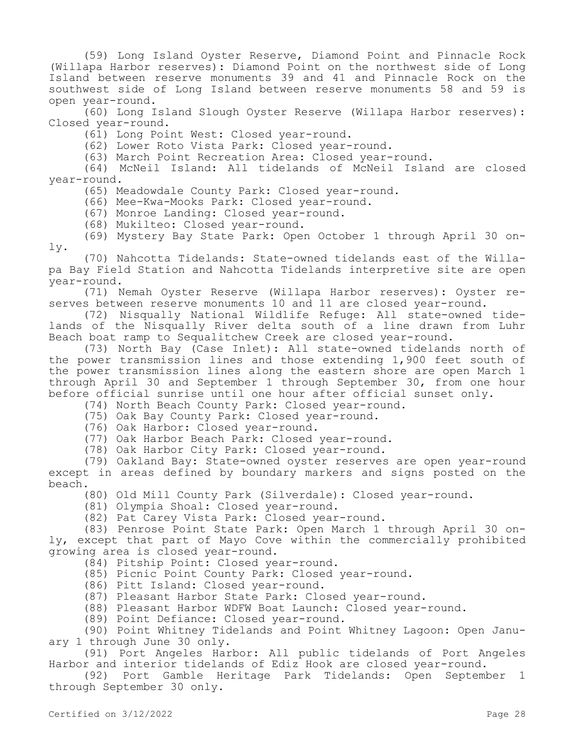(59) Long Island Oyster Reserve, Diamond Point and Pinnacle Rock (Willapa Harbor reserves): Diamond Point on the northwest side of Long Island between reserve monuments 39 and 41 and Pinnacle Rock on the southwest side of Long Island between reserve monuments 58 and 59 is open year-round.

(60) Long Island Slough Oyster Reserve (Willapa Harbor reserves): Closed year-round.

(61) Long Point West: Closed year-round.

(62) Lower Roto Vista Park: Closed year-round.

(63) March Point Recreation Area: Closed year-round.

(64) McNeil Island: All tidelands of McNeil Island are closed year-round.

(65) Meadowdale County Park: Closed year-round.

(66) Mee-Kwa-Mooks Park: Closed year-round.

(67) Monroe Landing: Closed year-round.

(68) Mukilteo: Closed year-round.

(69) Mystery Bay State Park: Open October 1 through April 30 only.

(70) Nahcotta Tidelands: State-owned tidelands east of the Willapa Bay Field Station and Nahcotta Tidelands interpretive site are open year-round.

(71) Nemah Oyster Reserve (Willapa Harbor reserves): Oyster reserves between reserve monuments 10 and 11 are closed year-round.

(72) Nisqually National Wildlife Refuge: All state-owned tidelands of the Nisqually River delta south of a line drawn from Luhr Beach boat ramp to Sequalitchew Creek are closed year-round.

(73) North Bay (Case Inlet): All state-owned tidelands north of the power transmission lines and those extending 1,900 feet south of the power transmission lines along the eastern shore are open March 1 through April 30 and September 1 through September 30, from one hour before official sunrise until one hour after official sunset only.

(74) North Beach County Park: Closed year-round.

(75) Oak Bay County Park: Closed year-round.

(76) Oak Harbor: Closed year-round.

(77) Oak Harbor Beach Park: Closed year-round.

(78) Oak Harbor City Park: Closed year-round.

(79) Oakland Bay: State-owned oyster reserves are open year-round except in areas defined by boundary markers and signs posted on the beach.

(80) Old Mill County Park (Silverdale): Closed year-round.

(81) Olympia Shoal: Closed year-round.

(82) Pat Carey Vista Park: Closed year-round.

(83) Penrose Point State Park: Open March 1 through April 30 only, except that part of Mayo Cove within the commercially prohibited growing area is closed year-round.

(84) Pitship Point: Closed year-round.

(85) Picnic Point County Park: Closed year-round.

(86) Pitt Island: Closed year-round.

(87) Pleasant Harbor State Park: Closed year-round.

(88) Pleasant Harbor WDFW Boat Launch: Closed year-round.

(89) Point Defiance: Closed year-round.

(90) Point Whitney Tidelands and Point Whitney Lagoon: Open January 1 through June 30 only.

(91) Port Angeles Harbor: All public tidelands of Port Angeles Harbor and interior tidelands of Ediz Hook are closed year-round.

(92) Port Gamble Heritage Park Tidelands: Open September 1 through September 30 only.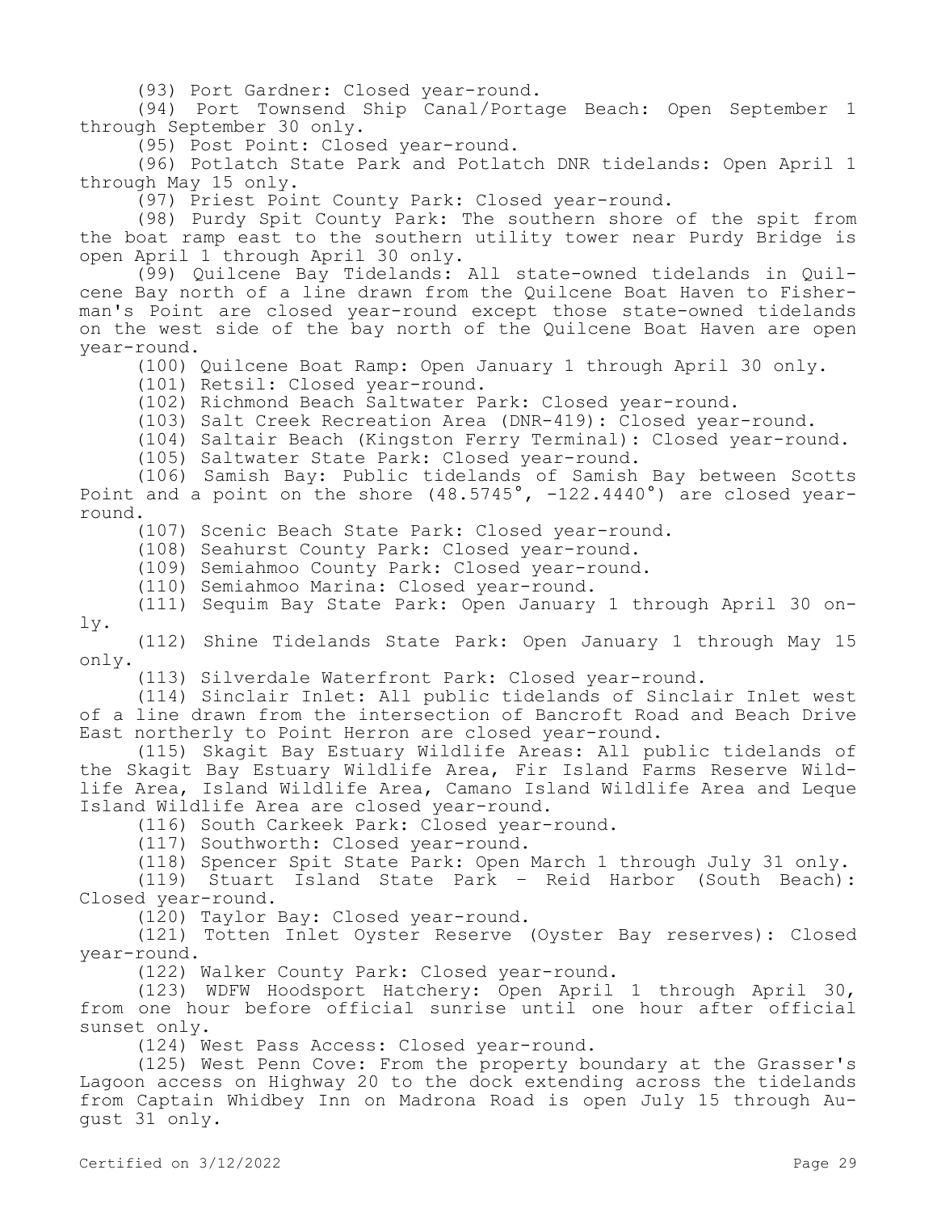(93) Port Gardner: Closed year-round.

(94) Port Townsend Ship Canal/Portage Beach: Open September 1 through September 30 only.

(95) Post Point: Closed year-round.

(96) Potlatch State Park and Potlatch DNR tidelands: Open April 1 through May 15 only.

(97) Priest Point County Park: Closed year-round.

(98) Purdy Spit County Park: The southern shore of the spit from the boat ramp east to the southern utility tower near Purdy Bridge is open April 1 through April 30 only.

(99) Quilcene Bay Tidelands: All state-owned tidelands in Quilcene Bay north of a line drawn from the Quilcene Boat Haven to Fisherman's Point are closed year-round except those state-owned tidelands on the west side of the bay north of the Quilcene Boat Haven are open year-round.

(100) Quilcene Boat Ramp: Open January 1 through April 30 only.

(101) Retsil: Closed year-round.

(102) Richmond Beach Saltwater Park: Closed year-round.

(103) Salt Creek Recreation Area (DNR-419): Closed year-round.

(104) Saltair Beach (Kingston Ferry Terminal): Closed year-round.

(105) Saltwater State Park: Closed year-round.

(106) Samish Bay: Public tidelands of Samish Bay between Scotts Point and a point on the shore (48.5745°, -122.4440°) are closed year-round.

(107) Scenic Beach State Park: Closed year-round.

(108) Seahurst County Park: Closed year-round.

(109) Semiahmoo County Park: Closed year-round.

(110) Semiahmoo Marina: Closed year-round.

(111) Sequim Bay State Park: Open January 1 through April 30 only.

(112) Shine Tidelands State Park: Open January 1 through May 15 only.

(113) Silverdale Waterfront Park: Closed year-round.

(114) Sinclair Inlet: All public tidelands of Sinclair Inlet west of a line drawn from the intersection of Bancroft Road and Beach Drive East northerly to Point Herron are closed year-round.

(115) Skagit Bay Estuary Wildlife Areas: All public tidelands of the Skagit Bay Estuary Wildlife Area, Fir Island Farms Reserve Wildlife Area, Island Wildlife Area, Camano Island Wildlife Area and Leque Island Wildlife Area are closed year-round.

(116) South Carkeek Park: Closed year-round.

(117) Southworth: Closed year-round.

(118) Spencer Spit State Park: Open March 1 through July 31 only.

(119) Stuart Island State Park – Reid Harbor (South Beach): Closed year-round.

(120) Taylor Bay: Closed year-round.

(121) Totten Inlet Oyster Reserve (Oyster Bay reserves): Closed year-round.

(122) Walker County Park: Closed year-round.

(123) WDFW Hoodsport Hatchery: Open April 1 through April 30, from one hour before official sunrise until one hour after official sunset only.

(124) West Pass Access: Closed year-round.

(125) West Penn Cove: From the property boundary at the Grasser's Lagoon access on Highway 20 to the dock extending across the tidelands from Captain Whidbey Inn on Madrona Road is open July 15 through August 31 only.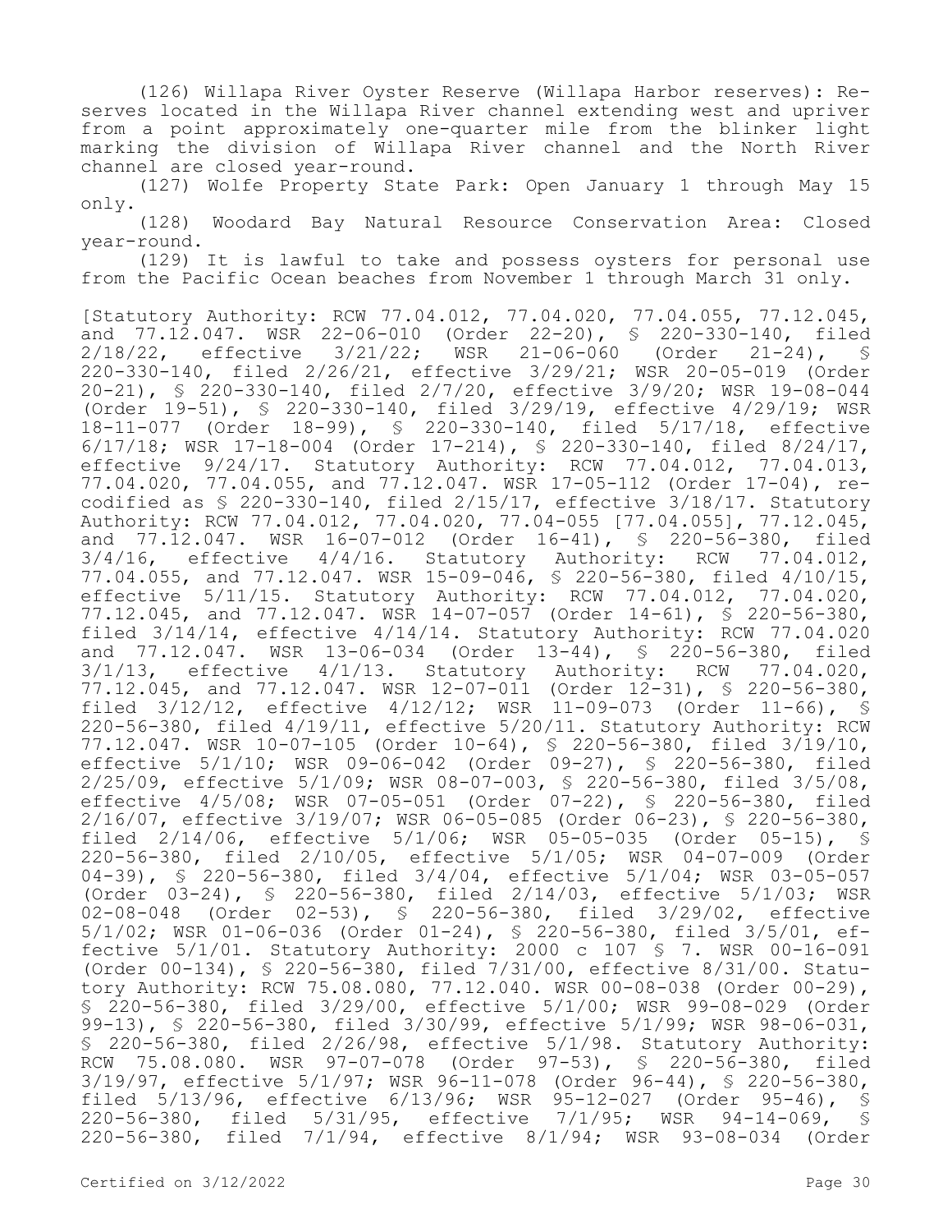(126) Willapa River Oyster Reserve (Willapa Harbor reserves): Reserves located in the Willapa River channel extending west and upriver from a point approximately one-quarter mile from the blinker light marking the division of Willapa River channel and the North River channel are closed year-round.

(127) Wolfe Property State Park: Open January 1 through May 15 only.

(128) Woodard Bay Natural Resource Conservation Area: Closed year-round.

(129) It is lawful to take and possess oysters for personal use from the Pacific Ocean beaches from November 1 through March 31 only.

[Statutory Authority: RCW 77.04.012, 77.04.020, 77.04.055, 77.12.045, and 77.12.047. WSR 22-06-010 (Order 22-20), § 220-330-140, filed 2/18/22, effective 3/21/22; WSR 21-06-060 (Order 21-24), § 220-330-140, filed 2/26/21, effective 3/29/21; WSR 20-05-019 (Order 20-21), § 220-330-140, filed 2/7/20, effective 3/9/20; WSR 19-08-044 (Order 19-51), § 220-330-140, filed 3/29/19, effective 4/29/19; WSR 18-11-077 (Order 18-99), § 220-330-140, filed 5/17/18, effective 6/17/18; WSR 17-18-004 (Order 17-214), § 220-330-140, filed 8/24/17, effective 9/24/17. Statutory Authority: RCW 77.04.012, 77.04.013, 77.04.020, 77.04.055, and 77.12.047. WSR 17-05-112 (Order 17-04), recodified as § 220-330-140, filed 2/15/17, effective 3/18/17. Statutory Authority: RCW 77.04.012, 77.04.020, 77.04-055 [77.04.055], 77.12.045, and 77.12.047. WSR 16-07-012 (Order 16-41), § 220-56-380, filed 3/4/16, effective 4/4/16. Statutory Authority: RCW 77.04.012, 77.04.055, and 77.12.047. WSR 15-09-046, § 220-56-380, filed 4/10/15, effective 5/11/15. Statutory Authority: RCW 77.04.012, 77.04.020, 77.12.045, and 77.12.047. WSR 14-07-057 (Order 14-61), § 220-56-380, filed 3/14/14, effective 4/14/14. Statutory Authority: RCW 77.04.020 and 77.12.047. WSR 13-06-034 (Order 13-44), § 220-56-380, filed 3/1/13, effective 4/1/13. Statutory Authority: RCW 77.04.020, 77.12.045, and 77.12.047. WSR 12-07-011 (Order 12-31), § 220-56-380, filed 3/12/12, effective 4/12/12; WSR 11-09-073 (Order 11-66), § 220-56-380, filed 4/19/11, effective 5/20/11. Statutory Authority: RCW 77.12.047. WSR 10-07-105 (Order 10-64), § 220-56-380, filed 3/19/10, effective 5/1/10; WSR 09-06-042 (Order 09-27), § 220-56-380, filed 2/25/09, effective 5/1/09; WSR 08-07-003, § 220-56-380, filed 3/5/08, effective 4/5/08; WSR 07-05-051 (Order 07-22), § 220-56-380, filed 2/16/07, effective 3/19/07; WSR 06-05-085 (Order 06-23), § 220-56-380, filed 2/14/06, effective 5/1/06; WSR 05-05-035 (Order 05-15), § 220-56-380, filed 2/10/05, effective 5/1/05; WSR 04-07-009 (Order 04-39), § 220-56-380, filed 3/4/04, effective 5/1/04; WSR 03-05-057 (Order 03-24), § 220-56-380, filed 2/14/03, effective 5/1/03; WSR 02-08-048 (Order 02-53), § 220-56-380, filed 3/29/02, effective 5/1/02; WSR 01-06-036 (Order 01-24), § 220-56-380, filed 3/5/01, effective 5/1/01. Statutory Authority: 2000 c 107 § 7. WSR 00-16-091 (Order 00-134), § 220-56-380, filed 7/31/00, effective 8/31/00. Statutory Authority: RCW 75.08.080, 77.12.040. WSR 00-08-038 (Order 00-29), § 220-56-380, filed 3/29/00, effective 5/1/00; WSR 99-08-029 (Order 99-13), § 220-56-380, filed 3/30/99, effective 5/1/99; WSR 98-06-031, § 220-56-380, filed 2/26/98, effective 5/1/98. Statutory Authority: RCW 75.08.080. WSR 97-07-078 (Order 97-53), § 220-56-380, filed 3/19/97, effective 5/1/97; WSR 96-11-078 (Order 96-44), § 220-56-380, filed 5/13/96, effective 6/13/96; WSR 95-12-027 (Order 95-46), § 220-56-380, filed 5/31/95, effective 7/1/95; WSR 94-14-069, § 220-56-380, filed 7/1/94, effective 8/1/94; WSR 93-08-034 (Order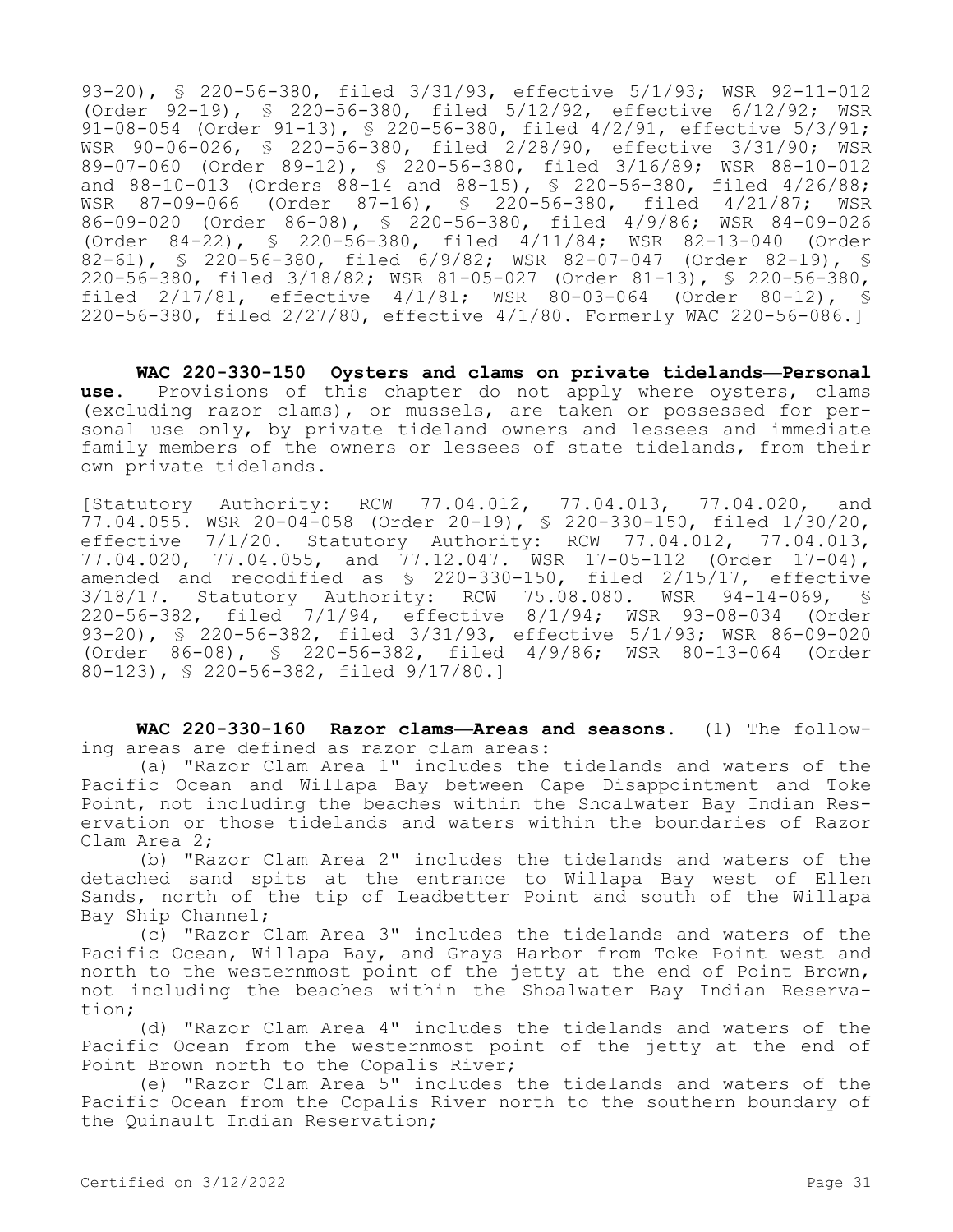93-20), § 220-56-380, filed 3/31/93, effective 5/1/93; WSR 92-11-012 (Order 92-19), § 220-56-380, filed 5/12/92, effective 6/12/92; WSR 91-08-054 (Order 91-13), § 220-56-380, filed 4/2/91, effective 5/3/91; WSR 90-06-026, § 220-56-380, filed 2/28/90, effective 3/31/90; WSR 89-07-060 (Order 89-12), § 220-56-380, filed 3/16/89; WSR 88-10-012 and 88-10-013 (Orders 88-14 and 88-15), § 220-56-380, filed 4/26/88; WSR 87-09-066 (Order 87-16), § 220-56-380, filed 4/21/87; WSR 86-09-020 (Order 86-08), § 220-56-380, filed 4/9/86; WSR 84-09-026 (Order 84-22), § 220-56-380, filed 4/11/84; WSR 82-13-040 (Order 82-61), § 220-56-380, filed 6/9/82; WSR 82-07-047 (Order 82-19), § 220-56-380, filed 3/18/82; WSR 81-05-027 (Order 81-13), § 220-56-380, filed 2/17/81, effective 4/1/81; WSR 80-03-064 (Order 80-12), § 220-56-380, filed 2/27/80, effective 4/1/80. Formerly WAC 220-56-086.]

**WAC 220-330-150 Oysters and clams on private tidelands—Personal use.** Provisions of this chapter do not apply where oysters, clams (excluding razor clams), or mussels, are taken or possessed for personal use only, by private tideland owners and lessees and immediate family members of the owners or lessees of state tidelands, from their own private tidelands.

[Statutory Authority: RCW 77.04.012, 77.04.013, 77.04.020, and 77.04.055. WSR 20-04-058 (Order 20-19), § 220-330-150, filed 1/30/20, effective 7/1/20. Statutory Authority: RCW 77.04.012, 77.04.013, 77.04.020, 77.04.055, and 77.12.047. WSR 17-05-112 (Order 17-04), amended and recodified as § 220-330-150, filed 2/15/17, effective 3/18/17. Statutory Authority: RCW 75.08.080. WSR 94-14-069, § 220-56-382, filed 7/1/94, effective 8/1/94; WSR 93-08-034 (Order 93-20), § 220-56-382, filed 3/31/93, effective 5/1/93; WSR 86-09-020 (Order 86-08), § 220-56-382, filed 4/9/86; WSR 80-13-064 (Order 80-123), § 220-56-382, filed 9/17/80.]

**WAC 220-330-160 Razor clams—Areas and seasons.** (1) The following areas are defined as razor clam areas:

(a) "Razor Clam Area 1" includes the tidelands and waters of the Pacific Ocean and Willapa Bay between Cape Disappointment and Toke Point, not including the beaches within the Shoalwater Bay Indian Reservation or those tidelands and waters within the boundaries of Razor Clam Area 2;

(b) "Razor Clam Area 2" includes the tidelands and waters of the detached sand spits at the entrance to Willapa Bay west of Ellen Sands, north of the tip of Leadbetter Point and south of the Willapa Bay Ship Channel;

(c) "Razor Clam Area 3" includes the tidelands and waters of the Pacific Ocean, Willapa Bay, and Grays Harbor from Toke Point west and north to the westernmost point of the jetty at the end of Point Brown, not including the beaches within the Shoalwater Bay Indian Reservation;

(d) "Razor Clam Area 4" includes the tidelands and waters of the Pacific Ocean from the westernmost point of the jetty at the end of Point Brown north to the Copalis River;

(e) "Razor Clam Area 5" includes the tidelands and waters of the Pacific Ocean from the Copalis River north to the southern boundary of the Quinault Indian Reservation;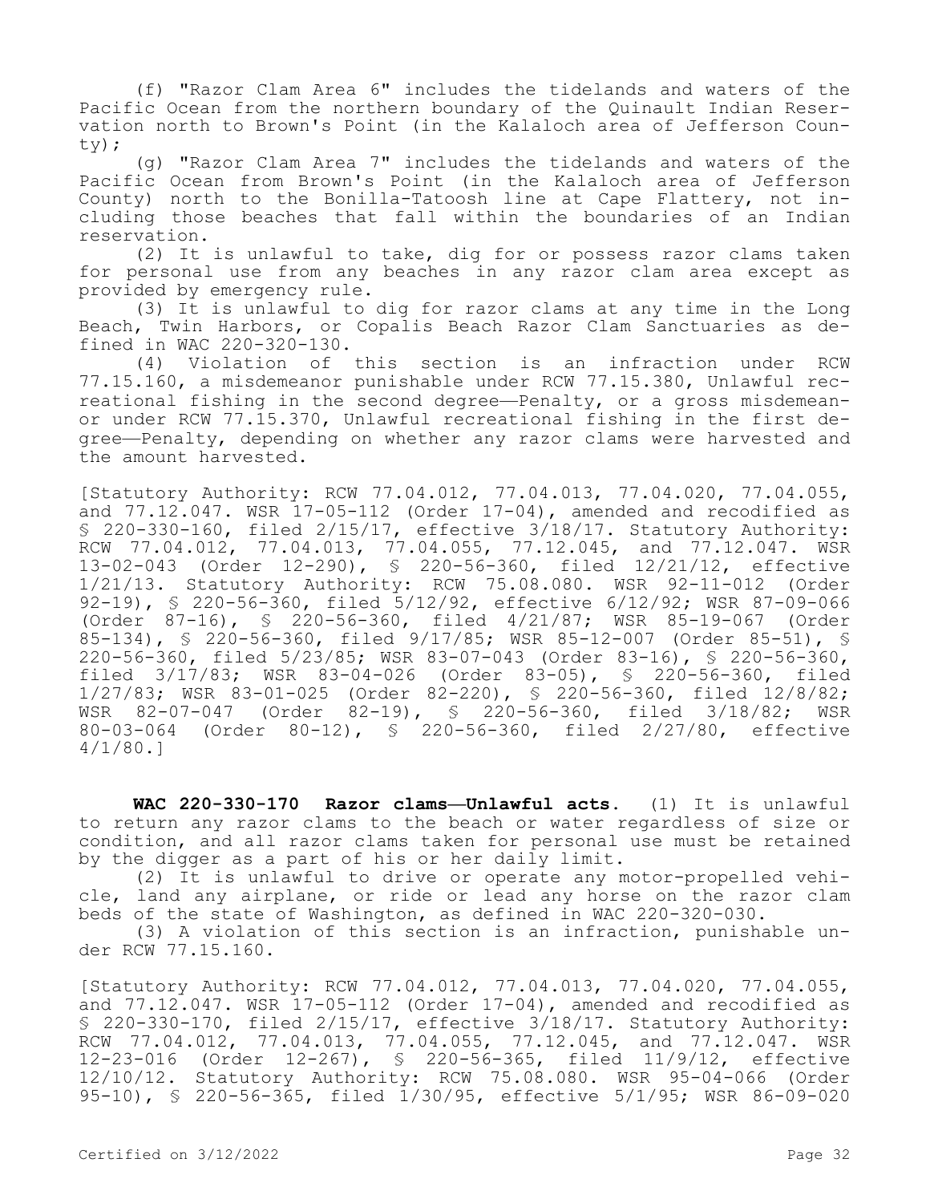(f) "Razor Clam Area 6" includes the tidelands and waters of the Pacific Ocean from the northern boundary of the Quinault Indian Reservation north to Brown's Point (in the Kalaloch area of Jefferson County);

(g) "Razor Clam Area 7" includes the tidelands and waters of the Pacific Ocean from Brown's Point (in the Kalaloch area of Jefferson County) north to the Bonilla-Tatoosh line at Cape Flattery, not including those beaches that fall within the boundaries of an Indian reservation.

(2) It is unlawful to take, dig for or possess razor clams taken for personal use from any beaches in any razor clam area except as provided by emergency rule.

(3) It is unlawful to dig for razor clams at any time in the Long Beach, Twin Harbors, or Copalis Beach Razor Clam Sanctuaries as defined in WAC 220-320-130.

(4) Violation of this section is an infraction under RCW 77.15.160, a misdemeanor punishable under RCW 77.15.380, Unlawful recreational fishing in the second degree—Penalty, or a gross misdemeanor under RCW 77.15.370, Unlawful recreational fishing in the first degree—Penalty, depending on whether any razor clams were harvested and the amount harvested.

[Statutory Authority: RCW 77.04.012, 77.04.013, 77.04.020, 77.04.055, and 77.12.047. WSR 17-05-112 (Order 17-04), amended and recodified as § 220-330-160, filed 2/15/17, effective 3/18/17. Statutory Authority: RCW 77.04.012, 77.04.013, 77.04.055, 77.12.045, and 77.12.047. WSR 13-02-043 (Order 12-290), § 220-56-360, filed 12/21/12, effective 1/21/13. Statutory Authority: RCW 75.08.080. WSR 92-11-012 (Order 92-19), § 220-56-360, filed 5/12/92, effective 6/12/92; WSR 87-09-066 (Order 87-16), § 220-56-360, filed 4/21/87; WSR 85-19-067 (Order 85-134), § 220-56-360, filed 9/17/85; WSR 85-12-007 (Order 85-51), § 220-56-360, filed 5/23/85; WSR 83-07-043 (Order 83-16), § 220-56-360, filed 3/17/83; WSR 83-04-026 (Order 83-05), § 220-56-360, filed 1/27/83; WSR 83-01-025 (Order 82-220), § 220-56-360, filed 12/8/82; WSR 82-07-047 (Order 82-19), § 220-56-360, filed 3/18/82; WSR 80-03-064 (Order 80-12), § 220-56-360, filed 2/27/80, effective 4/1/80.]

**WAC 220-330-170 Razor clams—Unlawful acts.** (1) It is unlawful to return any razor clams to the beach or water regardless of size or condition, and all razor clams taken for personal use must be retained by the digger as a part of his or her daily limit.

(2) It is unlawful to drive or operate any motor-propelled vehicle, land any airplane, or ride or lead any horse on the razor clam beds of the state of Washington, as defined in WAC 220-320-030.

(3) A violation of this section is an infraction, punishable under RCW 77.15.160.

[Statutory Authority: RCW 77.04.012, 77.04.013, 77.04.020, 77.04.055, and 77.12.047. WSR 17-05-112 (Order 17-04), amended and recodified as § 220-330-170, filed 2/15/17, effective 3/18/17. Statutory Authority: RCW 77.04.012, 77.04.013, 77.04.055, 77.12.045, and 77.12.047. WSR 12-23-016 (Order 12-267), § 220-56-365, filed 11/9/12, effective 12/10/12. Statutory Authority: RCW 75.08.080. WSR 95-04-066 (Order 95-10), § 220-56-365, filed 1/30/95, effective 5/1/95; WSR 86-09-020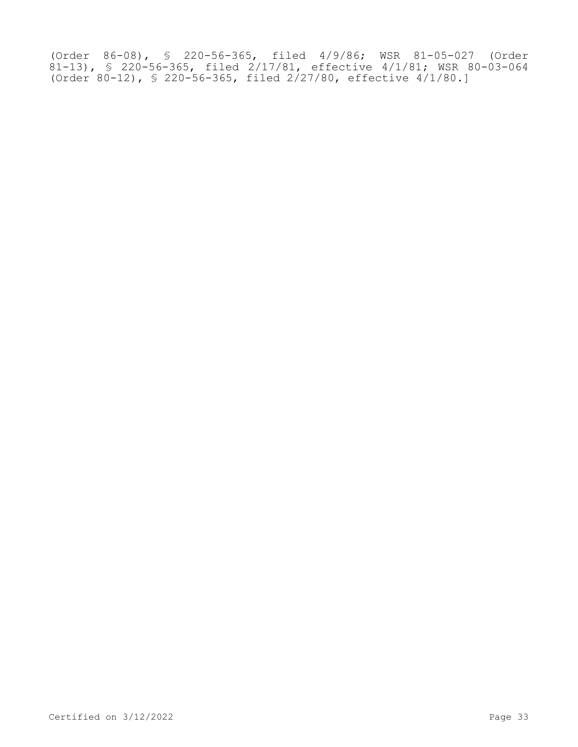(Order 86-08), § 220-56-365, filed 4/9/86; WSR 81-05-027 (Order 81-13), § 220-56-365, filed 2/17/81, effective 4/1/81; WSR 80-03-064 (Order 80-12), § 220-56-365, filed 2/27/80, effective 4/1/80.]